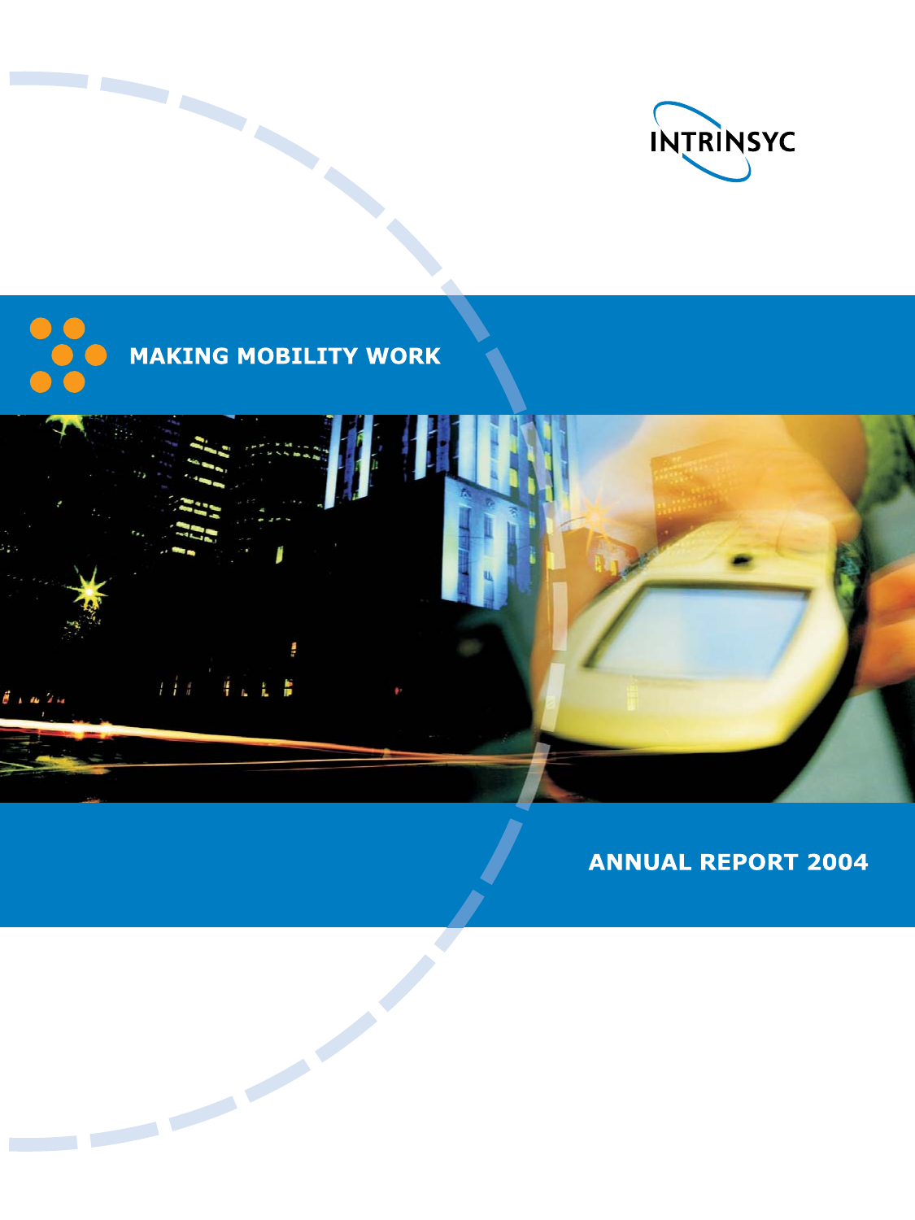INTRINSYC

MAKING MOBILITY WORK

# ANNUAL REPORT 2004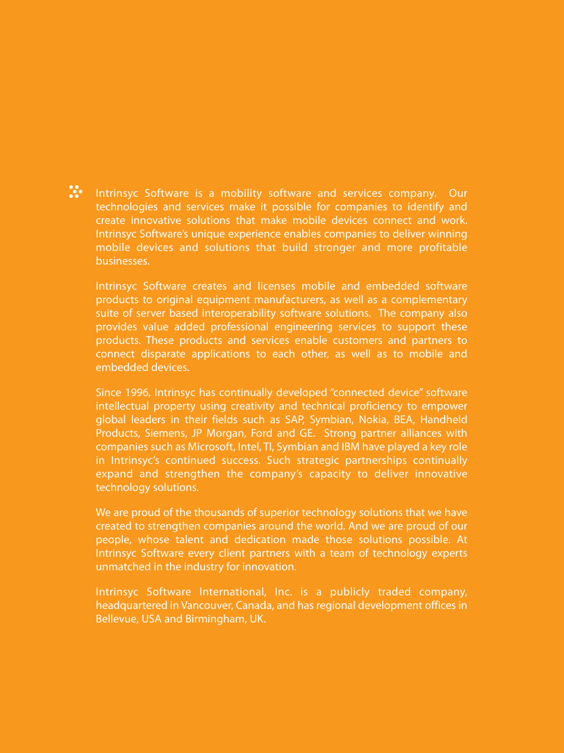Intrinsyc Software is a mobility software and services company. Our technologies and services make it possible for companies to identify and create innovative solutions that make mobile devices connect and work. Intrinsyc Software's unique experience enables companies to deliver winning mobile devices and solutions that build stronger and more profitable businesses.

Intrinsyc Software creates and licenses mobile and embedded software products to original equipment manufacturers, as well as a complementary suite of server based interoperability software solutions. The company also provides value added professional engineering services to support these products. These products and services enable customers and partners to connect disparate applications to each other, as well as to mobile and embedded devices.

Since 1996, Intrinsyc has continually developed "connected device" software intellectual property using creativity and technical proficiency to empower global leaders in their fields such as SAP, Symbian, Nokia, BEA, Handheld Products, Siemens, JP Morgan, Ford and GE. Strong partner alliances with companies such as Microsoft, Intel, TI, Symbian and IBM have played a key role in Intrinsyc's continued success. Such strategic partnerships continually expand and strengthen the company's capacity to deliver innovative technology solutions.

We are proud of the thousands of superior technology solutions that we have created to strengthen companies around the world. And we are proud of our people, whose talent and dedication made those solutions possible. At Intrinsyc Software every client partners with a team of technology experts unmatched in the industry for innovation.

Intrinsyc Software International, Inc. is a publicly traded company, headquartered in Vancouver, Canada, and has regional development offices in Bellevue, USA and Birmingham, UK.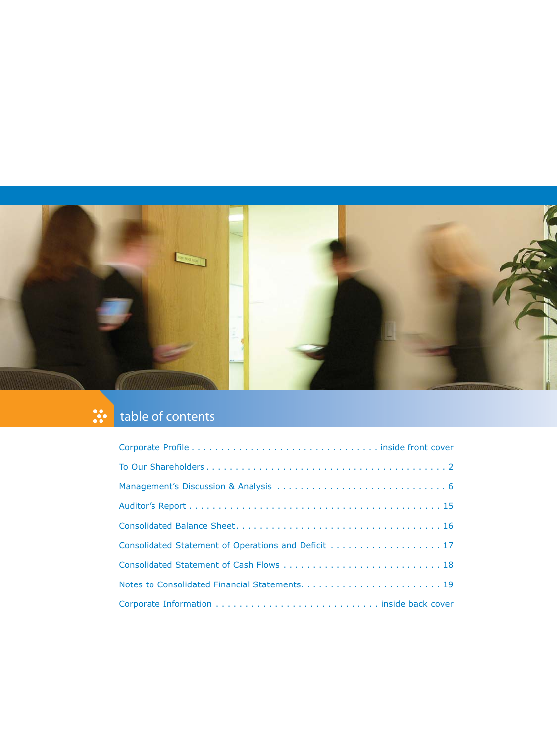## table of contents

| | |
|---|---|
| Corporate Profile | inside front cover |
| To Our Shareholders | 2 |
| Management's Discussion & Analysis | 6 |
| Auditor's Report | 15 |
| Consolidated Balance Sheet | 16 |
| Consolidated Statement of Operations and Deficit | 17 |
| Consolidated Statement of Cash Flows | 18 |
| Notes to Consolidated Financial Statements | 19 |
| Corporate Information | inside back cover |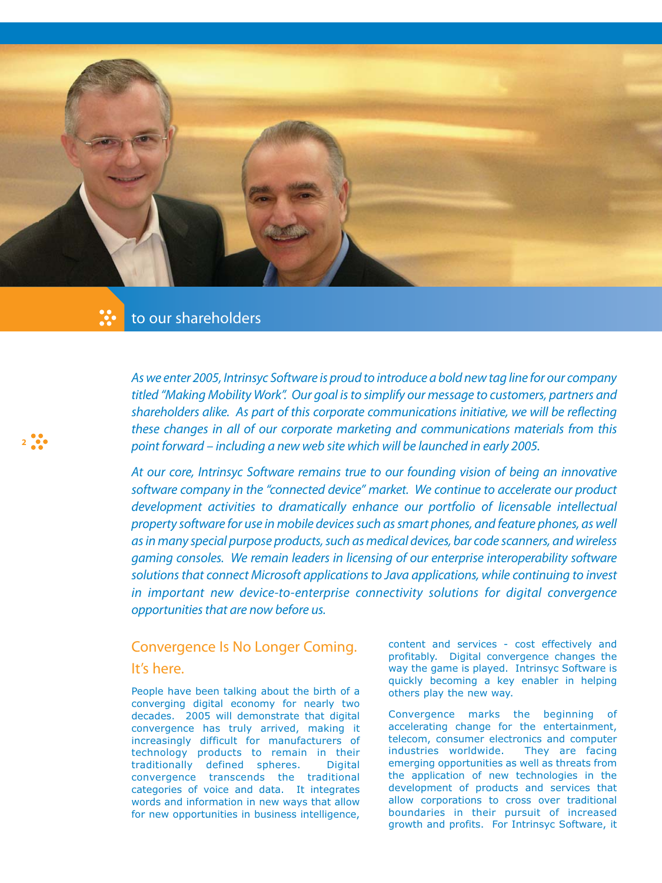## to our shareholders

*As we enter 2005, Intrinsyc Software is proud to introduce a bold new tag line for our company titled "Making Mobility Work". Our goal is to simplify our message to customers, partners and shareholders alike. As part of this corporate communications initiative, we will be reflecting these changes in all of our corporate marketing and communications materials from this point forward – including a new web site which will be launched in early 2005.*

*At our core, Intrinsyc Software remains true to our founding vision of being an innovative software company in the "connected device" market. We continue to accelerate our product development activities to dramatically enhance our portfolio of licensable intellectual property software for use in mobile devices such as smart phones, and feature phones, as well as in many special purpose products, such as medical devices, bar code scanners, and wireless gaming consoles. We remain leaders in licensing of our enterprise interoperability software solutions that connect Microsoft applications to Java applications, while continuing to invest in important new device-to-enterprise connectivity solutions for digital convergence opportunities that are now before us.*

### Convergence Is No Longer Coming. It's here.

People have been talking about the birth of a converging digital economy for nearly two decades. 2005 will demonstrate that digital convergence has truly arrived, making it increasingly difficult for manufacturers of technology products to remain in their traditionally defined spheres. Digital convergence transcends the traditional categories of voice and data. It integrates words and information in new ways that allow for new opportunities in business intelligence, content and services - cost effectively and profitably. Digital convergence changes the way the game is played. Intrinsyc Software is quickly becoming a key enabler in helping others play the new way.

Convergence marks the beginning of accelerating change for the entertainment, telecom, consumer electronics and computer industries worldwide. They are facing emerging opportunities as well as threats from the application of new technologies in the development of products and services that allow corporations to cross over traditional boundaries in their pursuit of increased growth and profits. For Intrinsyc Software, it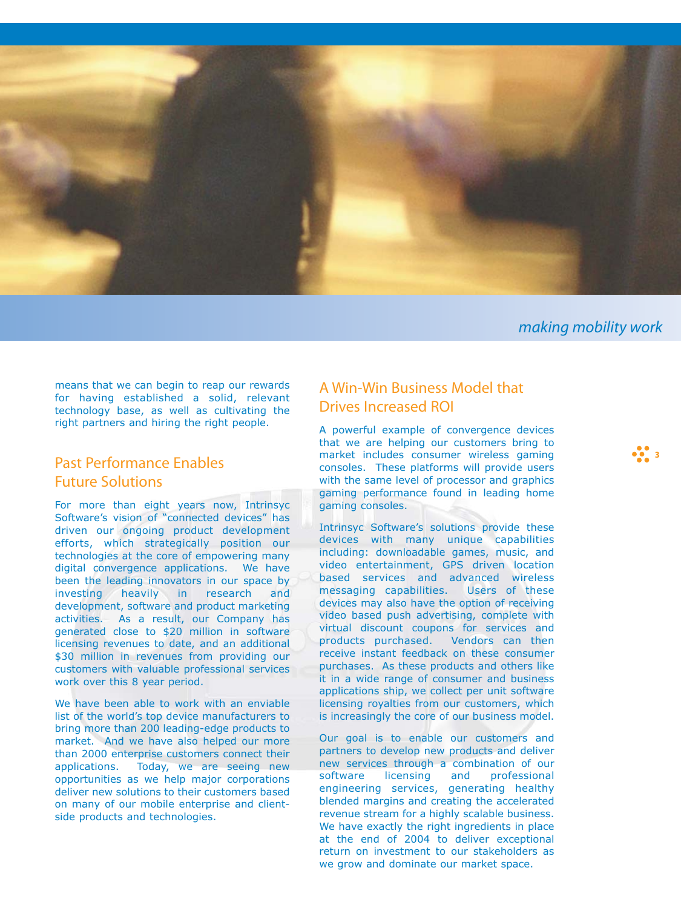*making mobility work*

means that we can begin to reap our rewards for having established a solid, relevant technology base, as well as cultivating the right partners and hiring the right people.

## Past Performance Enables Future Solutions

For more than eight years now, Intrinsyc Software's vision of "connected devices" has driven our ongoing product development efforts, which strategically position our technologies at the core of empowering many digital convergence applications. We have been the leading innovators in our space by investing heavily in research and development, software and product marketing activities. As a result, our Company has generated close to $20 million in software licensing revenues to date, and an additional $30 million in revenues from providing our customers with valuable professional services work over this 8 year period.

We have been able to work with an enviable list of the world's top device manufacturers to bring more than 200 leading-edge products to market. And we have also helped our more than 2000 enterprise customers connect their applications. Today, we are seeing new opportunities as we help major corporations deliver new solutions to their customers based on many of our mobile enterprise and client-side products and technologies.

## A Win-Win Business Model that Drives Increased ROI

A powerful example of convergence devices that we are helping our customers bring to market includes consumer wireless gaming consoles. These platforms will provide users with the same level of processor and graphics gaming performance found in leading home gaming consoles.

Intrinsyc Software's solutions provide these devices with many unique capabilities including: downloadable games, music, and video entertainment, GPS driven location based services and advanced wireless messaging capabilities. Users of these devices may also have the option of receiving video based push advertising, complete with virtual discount coupons for services and products purchased. Vendors can then receive instant feedback on these consumer purchases. As these products and others like it in a wide range of consumer and business applications ship, we collect per unit software licensing royalties from our customers, which is increasingly the core of our business model.

Our goal is to enable our customers and partners to develop new products and deliver new services through a combination of our software licensing and professional engineering services, generating healthy blended margins and creating the accelerated revenue stream for a highly scalable business. We have exactly the right ingredients in place at the end of 2004 to deliver exceptional return on investment to our stakeholders as we grow and dominate our market space.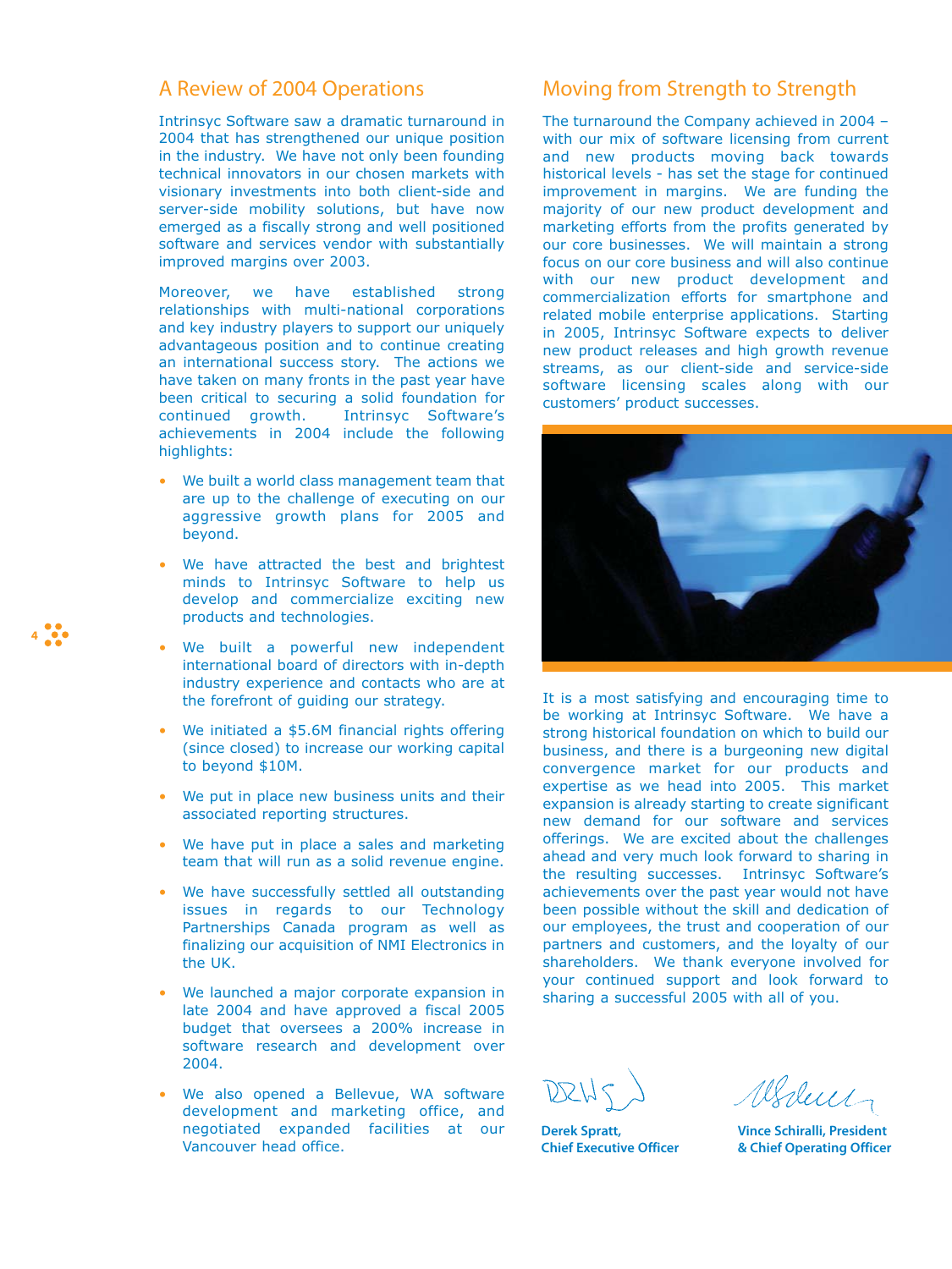## A Review of 2004 Operations

Intrinsyc Software saw a dramatic turnaround in 2004 that has strengthened our unique position in the industry. We have not only been founding technical innovators in our chosen markets with visionary investments into both client-side and server-side mobility solutions, but have now emerged as a fiscally strong and well positioned software and services vendor with substantially improved margins over 2003.

Moreover, we have established strong relationships with multi-national corporations and key industry players to support our uniquely advantageous position and to continue creating an international success story. The actions we have taken on many fronts in the past year have been critical to securing a solid foundation for continued growth. Intrinsyc Software's achievements in 2004 include the following highlights:

- We built a world class management team that are up to the challenge of executing on our aggressive growth plans for 2005 and beyond.
- We have attracted the best and brightest minds to Intrinsyc Software to help us develop and commercialize exciting new products and technologies.
- We built a powerful new independent international board of directors with in-depth industry experience and contacts who are at the forefront of guiding our strategy.
- We initiated a $5.6M financial rights offering (since closed) to increase our working capital to beyond $10M.
- We put in place new business units and their associated reporting structures.
- We have put in place a sales and marketing team that will run as a solid revenue engine.
- We have successfully settled all outstanding issues in regards to our Technology Partnerships Canada program as well as finalizing our acquisition of NMI Electronics in the UK.
- We launched a major corporate expansion in late 2004 and have approved a fiscal 2005 budget that oversees a 200% increase in software research and development over 2004.
- We also opened a Bellevue, WA software development and marketing office, and negotiated expanded facilities at our Vancouver head office.

## Moving from Strength to Strength

The turnaround the Company achieved in 2004 – with our mix of software licensing from current and new products moving back towards historical levels - has set the stage for continued improvement in margins. We are funding the majority of our new product development and marketing efforts from the profits generated by our core businesses. We will maintain a strong focus on our core business and will also continue with our new product development and commercialization efforts for smartphone and related mobile enterprise applications. Starting in 2005, Intrinsyc Software expects to deliver new product releases and high growth revenue streams, as our client-side and service-side software licensing scales along with our customers' product successes.

It is a most satisfying and encouraging time to be working at Intrinsyc Software. We have a strong historical foundation on which to build our business, and there is a burgeoning new digital convergence market for our products and expertise as we head into 2005. This market expansion is already starting to create significant new demand for our software and services offerings. We are excited about the challenges ahead and very much look forward to sharing in the resulting successes. Intrinsyc Software's achievements over the past year would not have been possible without the skill and dedication of our employees, the trust and cooperation of our partners and customers, and the loyalty of our shareholders. We thank everyone involved for your continued support and look forward to sharing a successful 2005 with all of you.

**Derek Spratt,**
**Chief Executive Officer**

**Vince Schiralli, President**
**& Chief Operating Officer**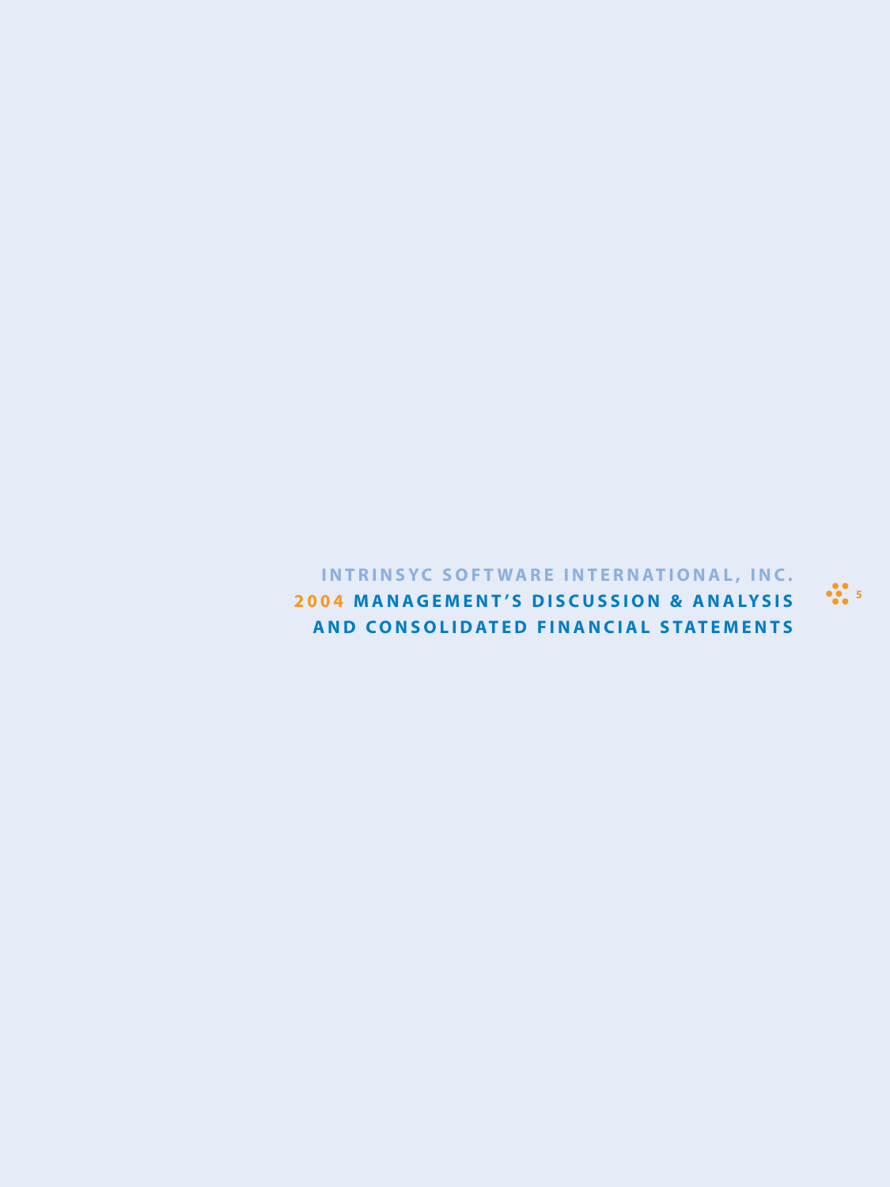# INTRINSYC SOFTWARE INTERNATIONAL, INC.

## 2004 MANAGEMENT'S DISCUSSION & ANALYSIS AND CONSOLIDATED FINANCIAL STATEMENTS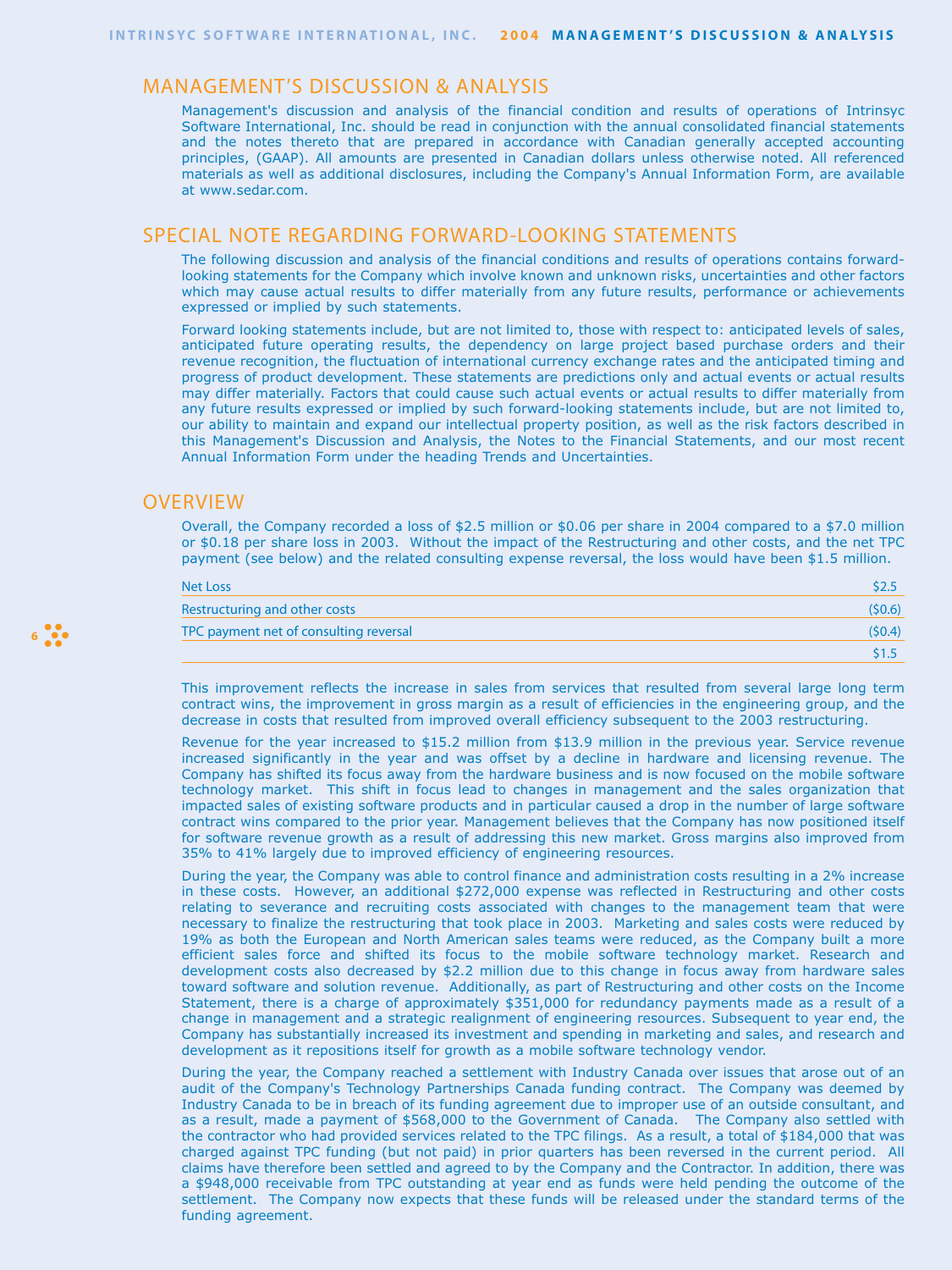## MANAGEMENT'S DISCUSSION & ANALYSIS

Management's discussion and analysis of the financial condition and results of operations of Intrinsyc Software International, Inc. should be read in conjunction with the annual consolidated financial statements and the notes thereto that are prepared in accordance with Canadian generally accepted accounting principles, (GAAP). All amounts are presented in Canadian dollars unless otherwise noted. All referenced materials as well as additional disclosures, including the Company's Annual Information Form, are available at www.sedar.com.

## SPECIAL NOTE REGARDING FORWARD-LOOKING STATEMENTS

The following discussion and analysis of the financial conditions and results of operations contains forward-looking statements for the Company which involve known and unknown risks, uncertainties and other factors which may cause actual results to differ materially from any future results, performance or achievements expressed or implied by such statements.

Forward looking statements include, but are not limited to, those with respect to: anticipated levels of sales, anticipated future operating results, the dependency on large project based purchase orders and their revenue recognition, the fluctuation of international currency exchange rates and the anticipated timing and progress of product development. These statements are predictions only and actual events or actual results may differ materially. Factors that could cause such actual events or actual results to differ materially from any future results expressed or implied by such forward-looking statements include, but are not limited to, our ability to maintain and expand our intellectual property position, as well as the risk factors described in this Management's Discussion and Analysis, the Notes to the Financial Statements, and our most recent Annual Information Form under the heading Trends and Uncertainties.

## OVERVIEW

Overall, the Company recorded a loss of $2.5 million or $0.06 per share in 2004 compared to a $7.0 million or $0.18 per share loss in 2003. Without the impact of the Restructuring and other costs, and the net TPC payment (see below) and the related consulting expense reversal, the loss would have been $1.5 million.

| | |
|---|---|
| Net Loss | $2.5 |
| Restructuring and other costs | ($0.6) |
| TPC payment net of consulting reversal | ($0.4) |
| | $1.5 |

This improvement reflects the increase in sales from services that resulted from several large long term contract wins, the improvement in gross margin as a result of efficiencies in the engineering group, and the decrease in costs that resulted from improved overall efficiency subsequent to the 2003 restructuring.

Revenue for the year increased to $15.2 million from $13.9 million in the previous year. Service revenue increased significantly in the year and was offset by a decline in hardware and licensing revenue. The Company has shifted its focus away from the hardware business and is now focused on the mobile software technology market. This shift in focus lead to changes in management and the sales organization that impacted sales of existing software products and in particular caused a drop in the number of large software contract wins compared to the prior year. Management believes that the Company has now positioned itself for software revenue growth as a result of addressing this new market. Gross margins also improved from 35% to 41% largely due to improved efficiency of engineering resources.

During the year, the Company was able to control finance and administration costs resulting in a 2% increase in these costs. However, an additional $272,000 expense was reflected in Restructuring and other costs relating to severance and recruiting costs associated with changes to the management team that were necessary to finalize the restructuring that took place in 2003. Marketing and sales costs were reduced by 19% as both the European and North American sales teams were reduced, as the Company built a more efficient sales force and shifted its focus to the mobile software technology market. Research and development costs also decreased by $2.2 million due to this change in focus away from hardware sales toward software and solution revenue. Additionally, as part of Restructuring and other costs on the Income Statement, there is a charge of approximately $351,000 for redundancy payments made as a result of a change in management and a strategic realignment of engineering resources. Subsequent to year end, the Company has substantially increased its investment and spending in marketing and sales, and research and development as it repositions itself for growth as a mobile software technology vendor.

During the year, the Company reached a settlement with Industry Canada over issues that arose out of an audit of the Company's Technology Partnerships Canada funding contract. The Company was deemed by Industry Canada to be in breach of its funding agreement due to improper use of an outside consultant, and as a result, made a payment of $568,000 to the Government of Canada. The Company also settled with the contractor who had provided services related to the TPC filings. As a result, a total of $184,000 that was charged against TPC funding (but not paid) in prior quarters has been reversed in the current period. All claims have therefore been settled and agreed to by the Company and the Contractor. In addition, there was a $948,000 receivable from TPC outstanding at year end as funds were held pending the outcome of the settlement. The Company now expects that these funds will be released under the standard terms of the funding agreement.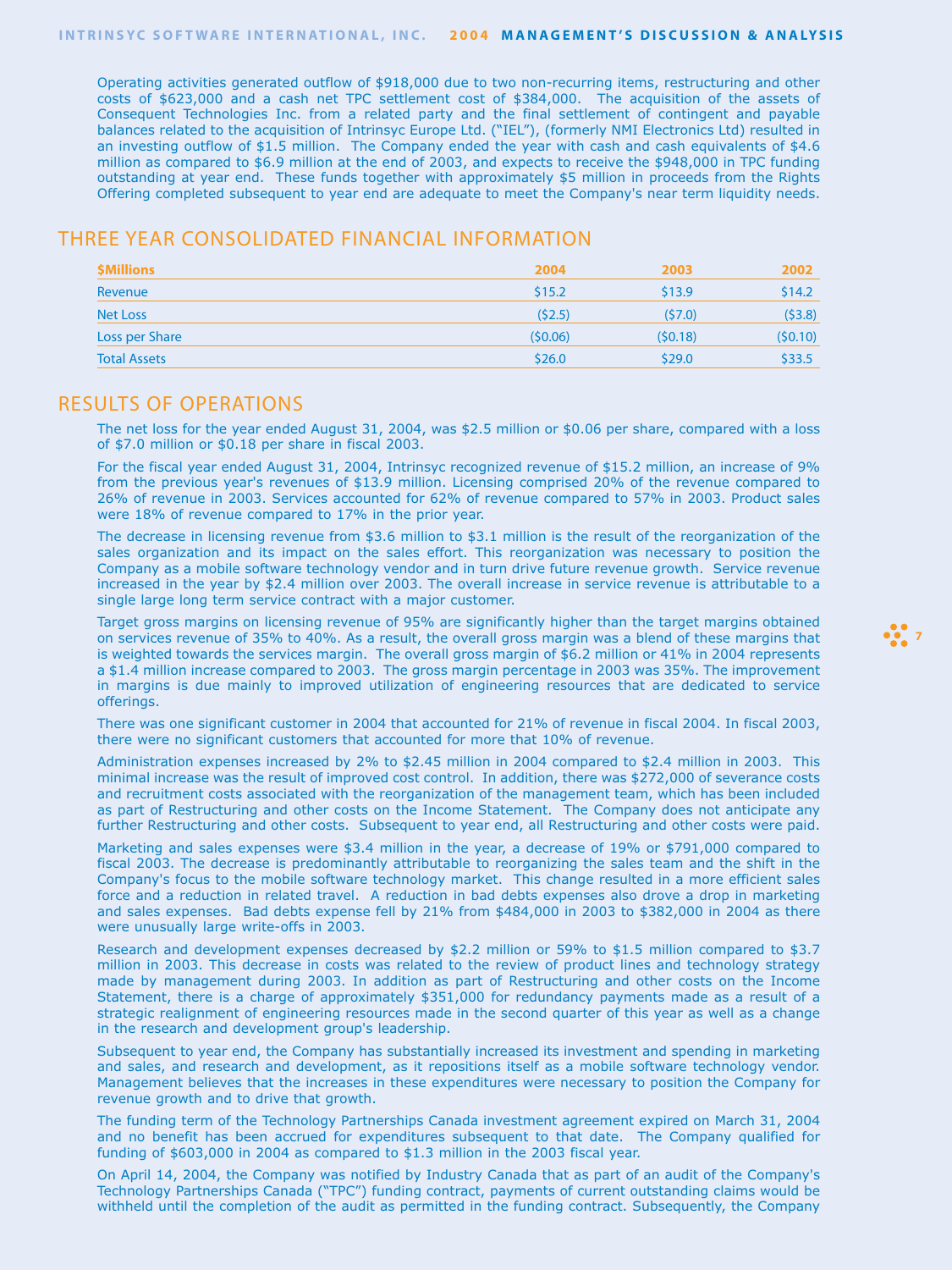Operating activities generated outflow of $918,000 due to two non-recurring items, restructuring and other costs of $623,000 and a cash net TPC settlement cost of $384,000. The acquisition of the assets of Consequent Technologies Inc. from a related party and the final settlement of contingent and payable balances related to the acquisition of Intrinsyc Europe Ltd. ("IEL"), (formerly NMI Electronics Ltd) resulted in an investing outflow of $1.5 million. The Company ended the year with cash and cash equivalents of $4.6 million as compared to $6.9 million at the end of 2003, and expects to receive the $948,000 in TPC funding outstanding at year end. These funds together with approximately $5 million in proceeds from the Rights Offering completed subsequent to year end are adequate to meet the Company's near term liquidity needs.

## THREE YEAR CONSOLIDATED FINANCIAL INFORMATION

| $Millions | 2004 | 2003 | 2002 |
|---|---|---|---|
| Revenue | $15.2 | $13.9 | $14.2 |
| Net Loss | ($2.5) | ($7.0) | ($3.8) |
| Loss per Share | ($0.06) | ($0.18) | ($0.10) |
| Total Assets | $26.0 | $29.0 | $33.5 |

## RESULTS OF OPERATIONS

The net loss for the year ended August 31, 2004, was $2.5 million or $0.06 per share, compared with a loss of $7.0 million or $0.18 per share in fiscal 2003.

For the fiscal year ended August 31, 2004, Intrinsyc recognized revenue of $15.2 million, an increase of 9% from the previous year's revenues of $13.9 million. Licensing comprised 20% of the revenue compared to 26% of revenue in 2003. Services accounted for 62% of revenue compared to 57% in 2003. Product sales were 18% of revenue compared to 17% in the prior year.

The decrease in licensing revenue from $3.6 million to $3.1 million is the result of the reorganization of the sales organization and its impact on the sales effort. This reorganization was necessary to position the Company as a mobile software technology vendor and in turn drive future revenue growth. Service revenue increased in the year by $2.4 million over 2003. The overall increase in service revenue is attributable to a single large long term service contract with a major customer.

Target gross margins on licensing revenue of 95% are significantly higher than the target margins obtained on services revenue of 35% to 40%. As a result, the overall gross margin was a blend of these margins that is weighted towards the services margin. The overall gross margin of $6.2 million or 41% in 2004 represents a $1.4 million increase compared to 2003. The gross margin percentage in 2003 was 35%. The improvement in margins is due mainly to improved utilization of engineering resources that are dedicated to service offerings.

There was one significant customer in 2004 that accounted for 21% of revenue in fiscal 2004. In fiscal 2003, there were no significant customers that accounted for more that 10% of revenue.

Administration expenses increased by 2% to $2.45 million in 2004 compared to $2.4 million in 2003. This minimal increase was the result of improved cost control. In addition, there was $272,000 of severance costs and recruitment costs associated with the reorganization of the management team, which has been included as part of Restructuring and other costs on the Income Statement. The Company does not anticipate any further Restructuring and other costs. Subsequent to year end, all Restructuring and other costs were paid.

Marketing and sales expenses were $3.4 million in the year, a decrease of 19% or $791,000 compared to fiscal 2003. The decrease is predominantly attributable to reorganizing the sales team and the shift in the Company's focus to the mobile software technology market. This change resulted in a more efficient sales force and a reduction in related travel. A reduction in bad debts expenses also drove a drop in marketing and sales expenses. Bad debts expense fell by 21% from $484,000 in 2003 to $382,000 in 2004 as there were unusually large write-offs in 2003.

Research and development expenses decreased by $2.2 million or 59% to $1.5 million compared to $3.7 million in 2003. This decrease in costs was related to the review of product lines and technology strategy made by management during 2003. In addition as part of Restructuring and other costs on the Income Statement, there is a charge of approximately $351,000 for redundancy payments made as a result of a strategic realignment of engineering resources made in the second quarter of this year as well as a change in the research and development group's leadership.

Subsequent to year end, the Company has substantially increased its investment and spending in marketing and sales, and research and development, as it repositions itself as a mobile software technology vendor. Management believes that the increases in these expenditures were necessary to position the Company for revenue growth and to drive that growth.

The funding term of the Technology Partnerships Canada investment agreement expired on March 31, 2004 and no benefit has been accrued for expenditures subsequent to that date. The Company qualified for funding of $603,000 in 2004 as compared to $1.3 million in the 2003 fiscal year.

On April 14, 2004, the Company was notified by Industry Canada that as part of an audit of the Company's Technology Partnerships Canada ("TPC") funding contract, payments of current outstanding claims would be withheld until the completion of the audit as permitted in the funding contract. Subsequently, the Company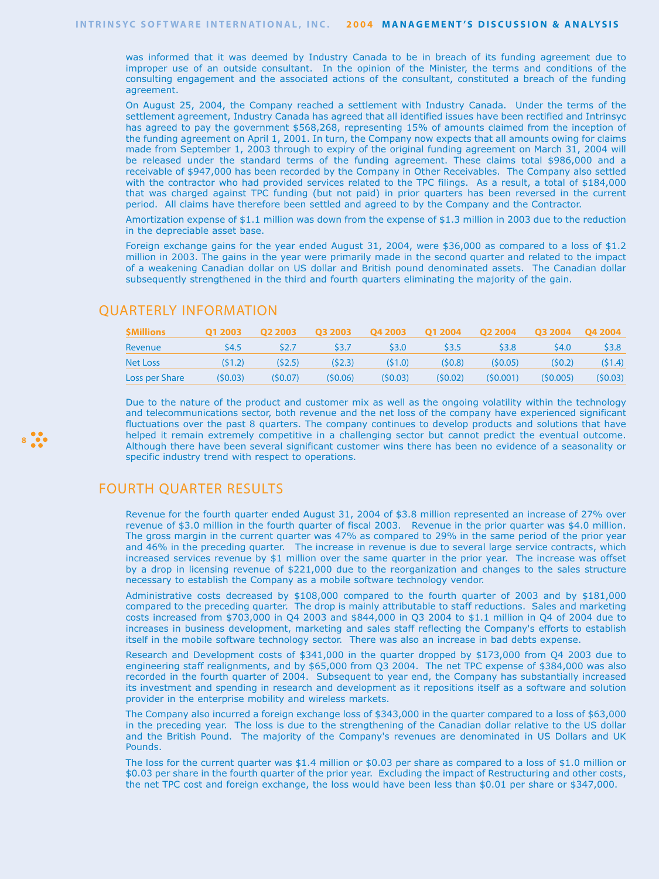was informed that it was deemed by Industry Canada to be in breach of its funding agreement due to improper use of an outside consultant. In the opinion of the Minister, the terms and conditions of the consulting engagement and the associated actions of the consultant, constituted a breach of the funding agreement.

On August 25, 2004, the Company reached a settlement with Industry Canada. Under the terms of the settlement agreement, Industry Canada has agreed that all identified issues have been rectified and Intrinsyc has agreed to pay the government $568,268, representing 15% of amounts claimed from the inception of the funding agreement on April 1, 2001. In turn, the Company now expects that all amounts owing for claims made from September 1, 2003 through to expiry of the original funding agreement on March 31, 2004 will be released under the standard terms of the funding agreement. These claims total $986,000 and a receivable of $947,000 has been recorded by the Company in Other Receivables. The Company also settled with the contractor who had provided services related to the TPC filings. As a result, a total of $184,000 that was charged against TPC funding (but not paid) in prior quarters has been reversed in the current period. All claims have therefore been settled and agreed to by the Company and the Contractor.

Amortization expense of $1.1 million was down from the expense of $1.3 million in 2003 due to the reduction in the depreciable asset base.

Foreign exchange gains for the year ended August 31, 2004, were $36,000 as compared to a loss of $1.2 million in 2003. The gains in the year were primarily made in the second quarter and related to the impact of a weakening Canadian dollar on US dollar and British pound denominated assets. The Canadian dollar subsequently strengthened in the third and fourth quarters eliminating the majority of the gain.

## QUARTERLY INFORMATION

| $Millions | Q1 2003 | Q2 2003 | Q3 2003 | Q4 2003 | Q1 2004 | Q2 2004 | Q3 2004 | Q4 2004 |
|---|---|---|---|---|---|---|---|---|
| Revenue | $4.5 | $2.7 | $3.7 | $3.0 | $3.5 | $3.8 | $4.0 | $3.8 |
| Net Loss | ($1.2) | ($2.5) | ($2.3) | ($1.0) | ($0.8) | ($0.05) | ($0.2) | ($1.4) |
| Loss per Share | ($0.03) | ($0.07) | ($0.06) | ($0.03) | ($0.02) | ($0.001) | ($0.005) | ($0.03) |

Due to the nature of the product and customer mix as well as the ongoing volatility within the technology and telecommunications sector, both revenue and the net loss of the company have experienced significant fluctuations over the past 8 quarters. The company continues to develop products and solutions that have helped it remain extremely competitive in a challenging sector but cannot predict the eventual outcome. Although there have been several significant customer wins there has been no evidence of a seasonality or specific industry trend with respect to operations.

## FOURTH QUARTER RESULTS

Revenue for the fourth quarter ended August 31, 2004 of $3.8 million represented an increase of 27% over revenue of $3.0 million in the fourth quarter of fiscal 2003. Revenue in the prior quarter was $4.0 million. The gross margin in the current quarter was 47% as compared to 29% in the same period of the prior year and 46% in the preceding quarter. The increase in revenue is due to several large service contracts, which increased services revenue by $1 million over the same quarter in the prior year. The increase was offset by a drop in licensing revenue of $221,000 due to the reorganization and changes to the sales structure necessary to establish the Company as a mobile software technology vendor.

Administrative costs decreased by $108,000 compared to the fourth quarter of 2003 and by $181,000 compared to the preceding quarter. The drop is mainly attributable to staff reductions. Sales and marketing costs increased from $703,000 in Q4 2003 and $844,000 in Q3 2004 to $1.1 million in Q4 of 2004 due to increases in business development, marketing and sales staff reflecting the Company's efforts to establish itself in the mobile software technology sector. There was also an increase in bad debts expense.

Research and Development costs of $341,000 in the quarter dropped by $173,000 from Q4 2003 due to engineering staff realignments, and by $65,000 from Q3 2004. The net TPC expense of $384,000 was also recorded in the fourth quarter of 2004. Subsequent to year end, the Company has substantially increased its investment and spending in research and development as it repositions itself as a software and solution provider in the enterprise mobility and wireless markets.

The Company also incurred a foreign exchange loss of $343,000 in the quarter compared to a loss of $63,000 in the preceding year. The loss is due to the strengthening of the Canadian dollar relative to the US dollar and the British Pound. The majority of the Company's revenues are denominated in US Dollars and UK Pounds.

The loss for the current quarter was $1.4 million or $0.03 per share as compared to a loss of $1.0 million or $0.03 per share in the fourth quarter of the prior year. Excluding the impact of Restructuring and other costs, the net TPC cost and foreign exchange, the loss would have been less than $0.01 per share or $347,000.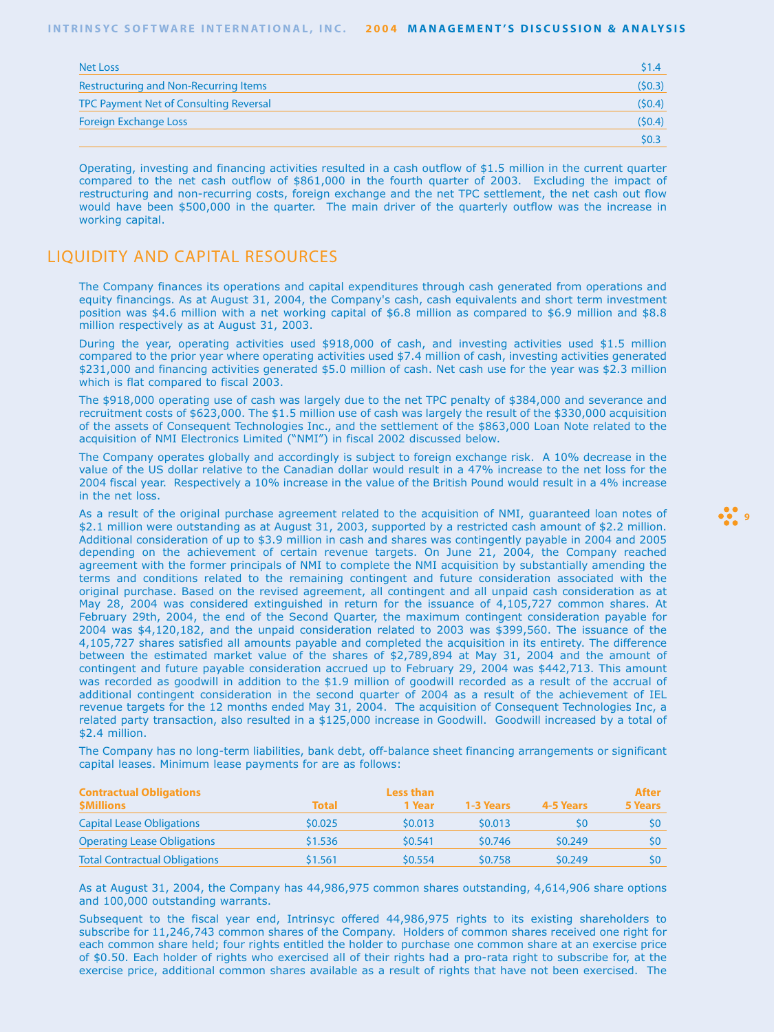| | |
|---|---|
| Net Loss | $1.4 |
| Restructuring and Non-Recurring Items | ($0.3) |
| TPC Payment Net of Consulting Reversal | ($0.4) |
| Foreign Exchange Loss | ($0.4) |
| | $0.3 |

Operating, investing and financing activities resulted in a cash outflow of $1.5 million in the current quarter compared to the net cash outflow of $861,000 in the fourth quarter of 2003. Excluding the impact of restructuring and non-recurring costs, foreign exchange and the net TPC settlement, the net cash out flow would have been $500,000 in the quarter. The main driver of the quarterly outflow was the increase in working capital.

## LIQUIDITY AND CAPITAL RESOURCES

The Company finances its operations and capital expenditures through cash generated from operations and equity financings. As at August 31, 2004, the Company's cash, cash equivalents and short term investment position was $4.6 million with a net working capital of $6.8 million as compared to $6.9 million and $8.8 million respectively as at August 31, 2003.

During the year, operating activities used $918,000 of cash, and investing activities used $1.5 million compared to the prior year where operating activities used $7.4 million of cash, investing activities generated $231,000 and financing activities generated $5.0 million of cash. Net cash use for the year was $2.3 million which is flat compared to fiscal 2003.

The $918,000 operating use of cash was largely due to the net TPC penalty of $384,000 and severance and recruitment costs of $623,000. The $1.5 million use of cash was largely the result of the $330,000 acquisition of the assets of Consequent Technologies Inc., and the settlement of the $863,000 Loan Note related to the acquisition of NMI Electronics Limited ("NMI") in fiscal 2002 discussed below.

The Company operates globally and accordingly is subject to foreign exchange risk. A 10% decrease in the value of the US dollar relative to the Canadian dollar would result in a 47% increase to the net loss for the 2004 fiscal year. Respectively a 10% increase in the value of the British Pound would result in a 4% increase in the net loss.

As a result of the original purchase agreement related to the acquisition of NMI, guaranteed loan notes of $2.1 million were outstanding as at August 31, 2003, supported by a restricted cash amount of $2.2 million. Additional consideration of up to $3.9 million in cash and shares was contingently payable in 2004 and 2005 depending on the achievement of certain revenue targets. On June 21, 2004, the Company reached agreement with the former principals of NMI to complete the NMI acquisition by substantially amending the terms and conditions related to the remaining contingent and future consideration associated with the original purchase. Based on the revised agreement, all contingent and all unpaid cash consideration as at May 28, 2004 was considered extinguished in return for the issuance of 4,105,727 common shares. At February 29th, 2004, the end of the Second Quarter, the maximum contingent consideration payable for 2004 was $4,120,182, and the unpaid consideration related to 2003 was $399,560. The issuance of the 4,105,727 shares satisfied all amounts payable and completed the acquisition in its entirety. The difference between the estimated market value of the shares of $2,789,894 at May 31, 2004 and the amount of contingent and future payable consideration accrued up to February 29, 2004 was $442,713. This amount was recorded as goodwill in addition to the $1.9 million of goodwill recorded as a result of the accrual of additional contingent consideration in the second quarter of 2004 as a result of the achievement of IEL revenue targets for the 12 months ended May 31, 2004. The acquisition of Consequent Technologies Inc, a related party transaction, also resulted in a $125,000 increase in Goodwill. Goodwill increased by a total of $2.4 million.

The Company has no long-term liabilities, bank debt, off-balance sheet financing arrangements or significant capital leases. Minimum lease payments for are as follows:

| Contractual Obligations $Millions | Total | Less than 1 Year | 1-3 Years | 4-5 Years | After 5 Years |
|---|---|---|---|---|---|
| Capital Lease Obligations | $0.025 | $0.013 | $0.013 | $0 | $0 |
| Operating Lease Obligations | $1.536 | $0.541 | $0.746 | $0.249 | $0 |
| Total Contractual Obligations | $1.561 | $0.554 | $0.758 | $0.249 | $0 |

As at August 31, 2004, the Company has 44,986,975 common shares outstanding, 4,614,906 share options and 100,000 outstanding warrants.

Subsequent to the fiscal year end, Intrinsyc offered 44,986,975 rights to its existing shareholders to subscribe for 11,246,743 common shares of the Company. Holders of common shares received one right for each common share held; four rights entitled the holder to purchase one common share at an exercise price of $0.50. Each holder of rights who exercised all of their rights had a pro-rata right to subscribe for, at the exercise price, additional common shares available as a result of rights that have not been exercised. The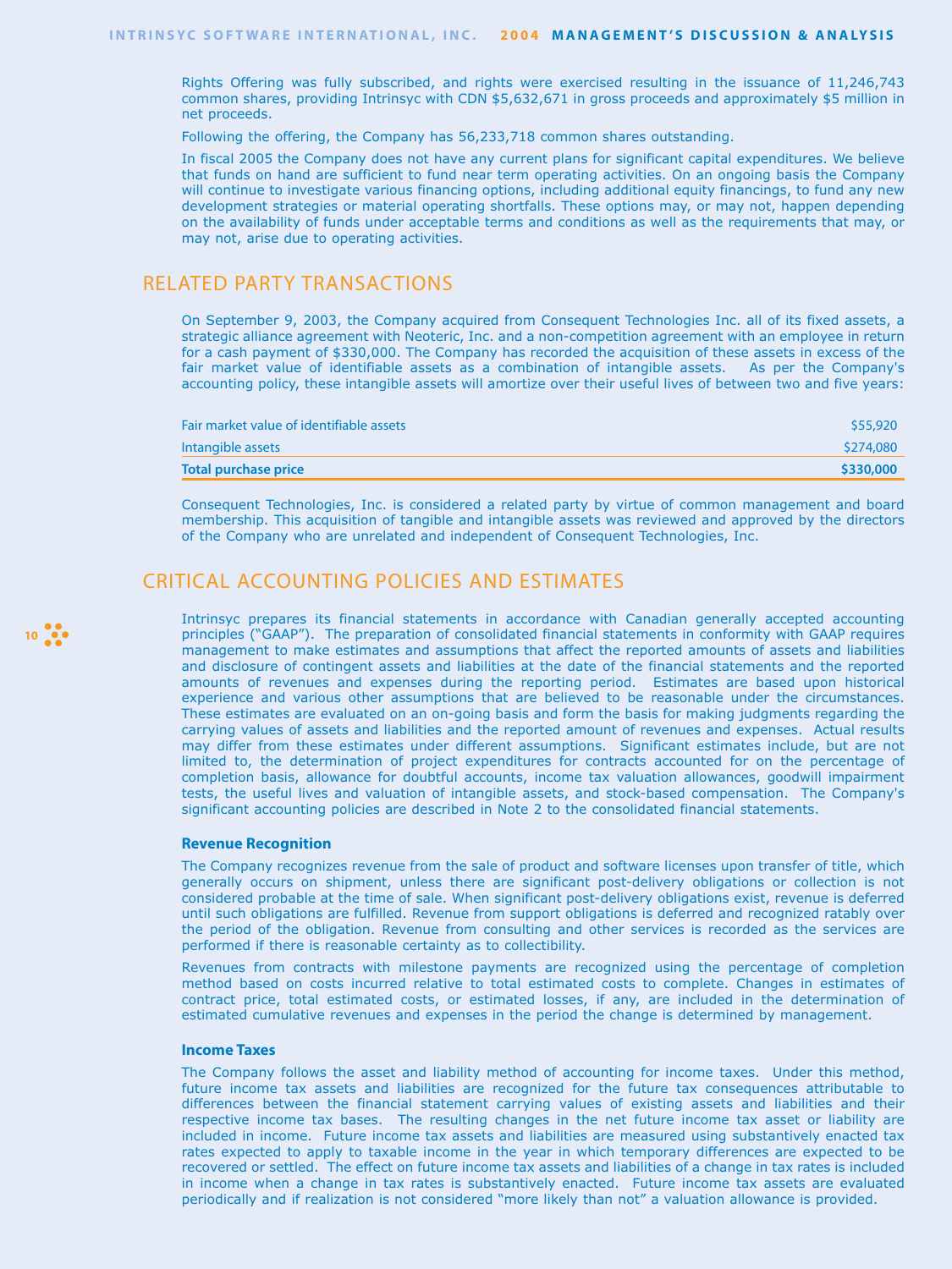Rights Offering was fully subscribed, and rights were exercised resulting in the issuance of 11,246,743 common shares, providing Intrinsyc with CDN $5,632,671 in gross proceeds and approximately $5 million in net proceeds.

Following the offering, the Company has 56,233,718 common shares outstanding.

In fiscal 2005 the Company does not have any current plans for significant capital expenditures. We believe that funds on hand are sufficient to fund near term operating activities. On an ongoing basis the Company will continue to investigate various financing options, including additional equity financings, to fund any new development strategies or material operating shortfalls. These options may, or may not, happen depending on the availability of funds under acceptable terms and conditions as well as the requirements that may, or may not, arise due to operating activities.

## RELATED PARTY TRANSACTIONS

On September 9, 2003, the Company acquired from Consequent Technologies Inc. all of its fixed assets, a strategic alliance agreement with Neoteric, Inc. and a non-competition agreement with an employee in return for a cash payment of $330,000. The Company has recorded the acquisition of these assets in excess of the fair market value of identifiable assets as a combination of intangible assets. As per the Company's accounting policy, these intangible assets will amortize over their useful lives of between two and five years:

| | |
|---|---|
| Fair market value of identifiable assets | $55,920 |
| Intangible assets | $274,080 |
| **Total purchase price** | **$330,000** |

Consequent Technologies, Inc. is considered a related party by virtue of common management and board membership. This acquisition of tangible and intangible assets was reviewed and approved by the directors of the Company who are unrelated and independent of Consequent Technologies, Inc.

## CRITICAL ACCOUNTING POLICIES AND ESTIMATES

Intrinsyc prepares its financial statements in accordance with Canadian generally accepted accounting principles ("GAAP"). The preparation of consolidated financial statements in conformity with GAAP requires management to make estimates and assumptions that affect the reported amounts of assets and liabilities and disclosure of contingent assets and liabilities at the date of the financial statements and the reported amounts of revenues and expenses during the reporting period. Estimates are based upon historical experience and various other assumptions that are believed to be reasonable under the circumstances. These estimates are evaluated on an on-going basis and form the basis for making judgments regarding the carrying values of assets and liabilities and the reported amount of revenues and expenses. Actual results may differ from these estimates under different assumptions. Significant estimates include, but are not limited to, the determination of project expenditures for contracts accounted for on the percentage of completion basis, allowance for doubtful accounts, income tax valuation allowances, goodwill impairment tests, the useful lives and valuation of intangible assets, and stock-based compensation. The Company's significant accounting policies are described in Note 2 to the consolidated financial statements.

### Revenue Recognition

The Company recognizes revenue from the sale of product and software licenses upon transfer of title, which generally occurs on shipment, unless there are significant post-delivery obligations or collection is not considered probable at the time of sale. When significant post-delivery obligations exist, revenue is deferred until such obligations are fulfilled. Revenue from support obligations is deferred and recognized ratably over the period of the obligation. Revenue from consulting and other services is recorded as the services are performed if there is reasonable certainty as to collectibility.

Revenues from contracts with milestone payments are recognized using the percentage of completion method based on costs incurred relative to total estimated costs to complete. Changes in estimates of contract price, total estimated costs, or estimated losses, if any, are included in the determination of estimated cumulative revenues and expenses in the period the change is determined by management.

### Income Taxes

The Company follows the asset and liability method of accounting for income taxes. Under this method, future income tax assets and liabilities are recognized for the future tax consequences attributable to differences between the financial statement carrying values of existing assets and liabilities and their respective income tax bases. The resulting changes in the net future income tax asset or liability are included in income. Future income tax assets and liabilities are measured using substantively enacted tax rates expected to apply to taxable income in the year in which temporary differences are expected to be recovered or settled. The effect on future income tax assets and liabilities of a change in tax rates is included in income when a change in tax rates is substantively enacted. Future income tax assets are evaluated periodically and if realization is not considered "more likely than not" a valuation allowance is provided.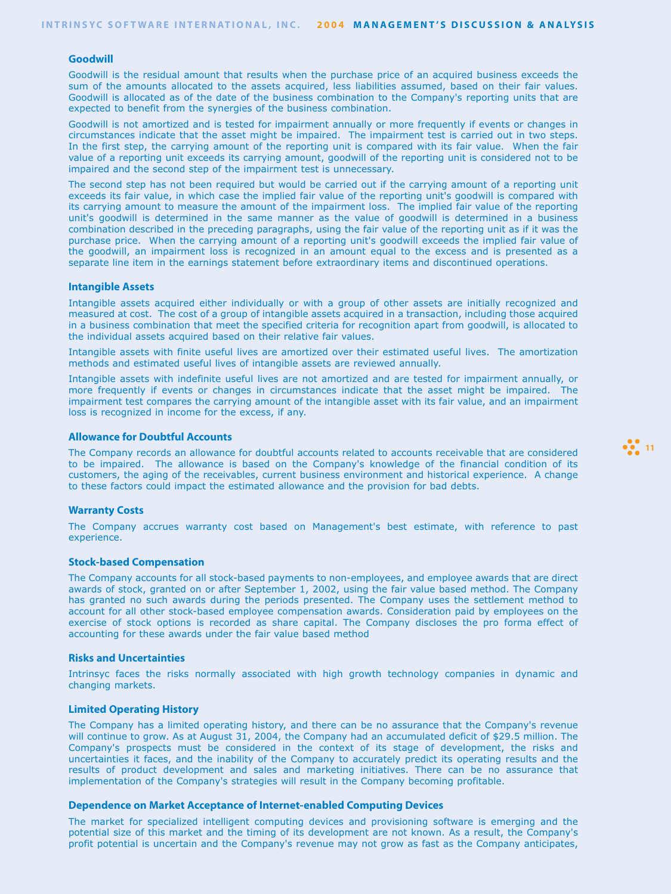### Goodwill

Goodwill is the residual amount that results when the purchase price of an acquired business exceeds the sum of the amounts allocated to the assets acquired, less liabilities assumed, based on their fair values. Goodwill is allocated as of the date of the business combination to the Company's reporting units that are expected to benefit from the synergies of the business combination.

Goodwill is not amortized and is tested for impairment annually or more frequently if events or changes in circumstances indicate that the asset might be impaired. The impairment test is carried out in two steps. In the first step, the carrying amount of the reporting unit is compared with its fair value. When the fair value of a reporting unit exceeds its carrying amount, goodwill of the reporting unit is considered not to be impaired and the second step of the impairment test is unnecessary.

The second step has not been required but would be carried out if the carrying amount of a reporting unit exceeds its fair value, in which case the implied fair value of the reporting unit's goodwill is compared with its carrying amount to measure the amount of the impairment loss. The implied fair value of the reporting unit's goodwill is determined in the same manner as the value of goodwill is determined in a business combination described in the preceding paragraphs, using the fair value of the reporting unit as if it was the purchase price. When the carrying amount of a reporting unit's goodwill exceeds the implied fair value of the goodwill, an impairment loss is recognized in an amount equal to the excess and is presented as a separate line item in the earnings statement before extraordinary items and discontinued operations.

### Intangible Assets

Intangible assets acquired either individually or with a group of other assets are initially recognized and measured at cost. The cost of a group of intangible assets acquired in a transaction, including those acquired in a business combination that meet the specified criteria for recognition apart from goodwill, is allocated to the individual assets acquired based on their relative fair values.

Intangible assets with finite useful lives are amortized over their estimated useful lives. The amortization methods and estimated useful lives of intangible assets are reviewed annually.

Intangible assets with indefinite useful lives are not amortized and are tested for impairment annually, or more frequently if events or changes in circumstances indicate that the asset might be impaired. The impairment test compares the carrying amount of the intangible asset with its fair value, and an impairment loss is recognized in income for the excess, if any.

### Allowance for Doubtful Accounts

The Company records an allowance for doubtful accounts related to accounts receivable that are considered to be impaired. The allowance is based on the Company's knowledge of the financial condition of its customers, the aging of the receivables, current business environment and historical experience. A change to these factors could impact the estimated allowance and the provision for bad debts.

### Warranty Costs

The Company accrues warranty cost based on Management's best estimate, with reference to past experience.

### Stock-based Compensation

The Company accounts for all stock-based payments to non-employees, and employee awards that are direct awards of stock, granted on or after September 1, 2002, using the fair value based method. The Company has granted no such awards during the periods presented. The Company uses the settlement method to account for all other stock-based employee compensation awards. Consideration paid by employees on the exercise of stock options is recorded as share capital. The Company discloses the pro forma effect of accounting for these awards under the fair value based method

### Risks and Uncertainties

Intrinsyc faces the risks normally associated with high growth technology companies in dynamic and changing markets.

### Limited Operating History

The Company has a limited operating history, and there can be no assurance that the Company's revenue will continue to grow. As at August 31, 2004, the Company had an accumulated deficit of $29.5 million. The Company's prospects must be considered in the context of its stage of development, the risks and uncertainties it faces, and the inability of the Company to accurately predict its operating results and the results of product development and sales and marketing initiatives. There can be no assurance that implementation of the Company's strategies will result in the Company becoming profitable.

### Dependence on Market Acceptance of Internet-enabled Computing Devices

The market for specialized intelligent computing devices and provisioning software is emerging and the potential size of this market and the timing of its development are not known. As a result, the Company's profit potential is uncertain and the Company's revenue may not grow as fast as the Company anticipates,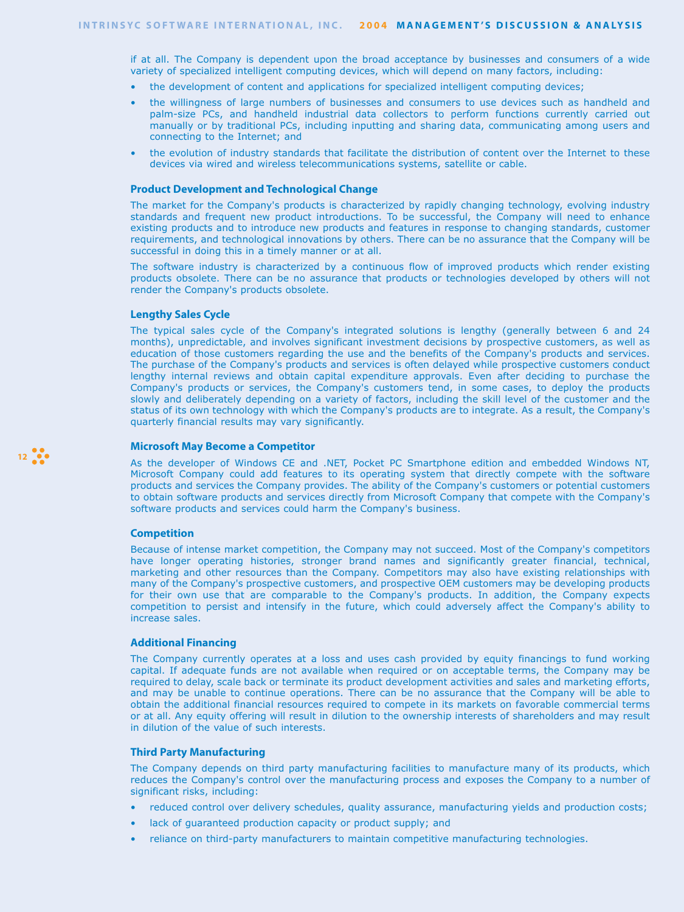if at all. The Company is dependent upon the broad acceptance by businesses and consumers of a wide variety of specialized intelligent computing devices, which will depend on many factors, including:

- the development of content and applications for specialized intelligent computing devices;
- the willingness of large numbers of businesses and consumers to use devices such as handheld and palm-size PCs, and handheld industrial data collectors to perform functions currently carried out manually or by traditional PCs, including inputting and sharing data, communicating among users and connecting to the Internet; and
- the evolution of industry standards that facilitate the distribution of content over the Internet to these devices via wired and wireless telecommunications systems, satellite or cable.

### Product Development and Technological Change

The market for the Company's products is characterized by rapidly changing technology, evolving industry standards and frequent new product introductions. To be successful, the Company will need to enhance existing products and to introduce new products and features in response to changing standards, customer requirements, and technological innovations by others. There can be no assurance that the Company will be successful in doing this in a timely manner or at all.

The software industry is characterized by a continuous flow of improved products which render existing products obsolete. There can be no assurance that products or technologies developed by others will not render the Company's products obsolete.

### Lengthy Sales Cycle

The typical sales cycle of the Company's integrated solutions is lengthy (generally between 6 and 24 months), unpredictable, and involves significant investment decisions by prospective customers, as well as education of those customers regarding the use and the benefits of the Company's products and services. The purchase of the Company's products and services is often delayed while prospective customers conduct lengthy internal reviews and obtain capital expenditure approvals. Even after deciding to purchase the Company's products or services, the Company's customers tend, in some cases, to deploy the products slowly and deliberately depending on a variety of factors, including the skill level of the customer and the status of its own technology with which the Company's products are to integrate. As a result, the Company's quarterly financial results may vary significantly.

### Microsoft May Become a Competitor

As the developer of Windows CE and .NET, Pocket PC Smartphone edition and embedded Windows NT, Microsoft Company could add features to its operating system that directly compete with the software products and services the Company provides. The ability of the Company's customers or potential customers to obtain software products and services directly from Microsoft Company that compete with the Company's software products and services could harm the Company's business.

### Competition

Because of intense market competition, the Company may not succeed. Most of the Company's competitors have longer operating histories, stronger brand names and significantly greater financial, technical, marketing and other resources than the Company. Competitors may also have existing relationships with many of the Company's prospective customers, and prospective OEM customers may be developing products for their own use that are comparable to the Company's products. In addition, the Company expects competition to persist and intensify in the future, which could adversely affect the Company's ability to increase sales.

### Additional Financing

The Company currently operates at a loss and uses cash provided by equity financings to fund working capital. If adequate funds are not available when required or on acceptable terms, the Company may be required to delay, scale back or terminate its product development activities and sales and marketing efforts, and may be unable to continue operations. There can be no assurance that the Company will be able to obtain the additional financial resources required to compete in its markets on favorable commercial terms or at all. Any equity offering will result in dilution to the ownership interests of shareholders and may result in dilution of the value of such interests.

### Third Party Manufacturing

The Company depends on third party manufacturing facilities to manufacture many of its products, which reduces the Company's control over the manufacturing process and exposes the Company to a number of significant risks, including:

- reduced control over delivery schedules, quality assurance, manufacturing yields and production costs;
- lack of guaranteed production capacity or product supply; and
- reliance on third-party manufacturers to maintain competitive manufacturing technologies.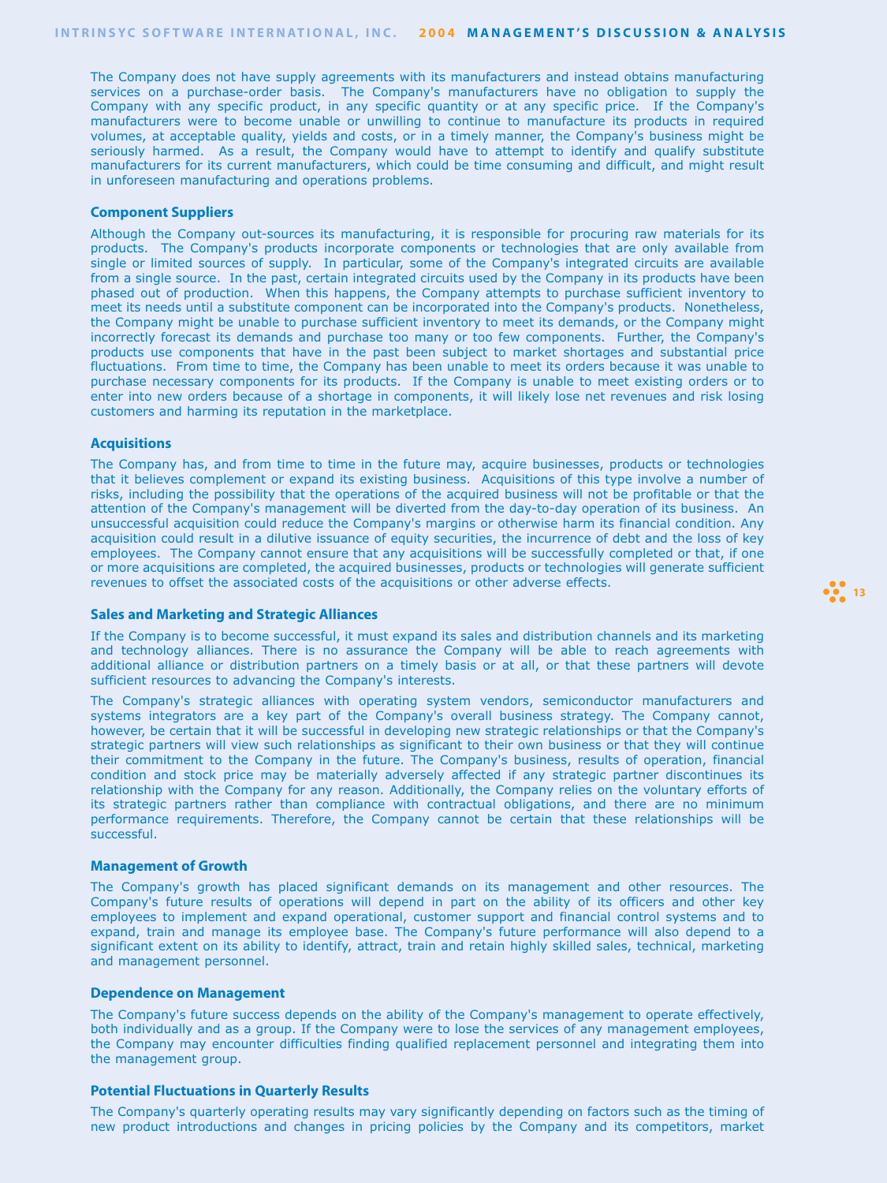The Company does not have supply agreements with its manufacturers and instead obtains manufacturing services on a purchase-order basis.  The Company's manufacturers have no obligation to supply the Company with any specific product, in any specific quantity or at any specific price.  If the Company's manufacturers were to become unable or unwilling to continue to manufacture its products in required volumes, at acceptable quality, yields and costs, or in a timely manner, the Company's business might be seriously harmed.  As a result, the Company would have to attempt to identify and qualify substitute manufacturers for its current manufacturers, which could be time consuming and difficult, and might result in unforeseen manufacturing and operations problems.

### Component Suppliers

Although the Company out-sources its manufacturing, it is responsible for procuring raw materials for its products.  The Company's products incorporate components or technologies that are only available from single or limited sources of supply.  In particular, some of the Company's integrated circuits are available from a single source.  In the past, certain integrated circuits used by the Company in its products have been phased out of production.  When this happens, the Company attempts to purchase sufficient inventory to meet its needs until a substitute component can be incorporated into the Company's products.  Nonetheless, the Company might be unable to purchase sufficient inventory to meet its demands, or the Company might incorrectly forecast its demands and purchase too many or too few components.  Further, the Company's products use components that have in the past been subject to market shortages and substantial price fluctuations.  From time to time, the Company has been unable to meet its orders because it was unable to purchase necessary components for its products.  If the Company is unable to meet existing orders or to enter into new orders because of a shortage in components, it will likely lose net revenues and risk losing customers and harming its reputation in the marketplace.

### Acquisitions

The Company has, and from time to time in the future may, acquire businesses, products or technologies that it believes complement or expand its existing business.  Acquisitions of this type involve a number of risks, including the possibility that the operations of the acquired business will not be profitable or that the attention of the Company's management will be diverted from the day-to-day operation of its business.  An unsuccessful acquisition could reduce the Company's margins or otherwise harm its financial condition. Any acquisition could result in a dilutive issuance of equity securities, the incurrence of debt and the loss of key employees.  The Company cannot ensure that any acquisitions will be successfully completed or that, if one or more acquisitions are completed, the acquired businesses, products or technologies will generate sufficient revenues to offset the associated costs of the acquisitions or other adverse effects.

### Sales and Marketing and Strategic Alliances

If the Company is to become successful, it must expand its sales and distribution channels and its marketing and technology alliances. There is no assurance the Company will be able to reach agreements with additional alliance or distribution partners on a timely basis or at all, or that these partners will devote sufficient resources to advancing the Company's interests.

The Company's strategic alliances with operating system vendors, semiconductor manufacturers and systems integrators are a key part of the Company's overall business strategy. The Company cannot, however, be certain that it will be successful in developing new strategic relationships or that the Company's strategic partners will view such relationships as significant to their own business or that they will continue their commitment to the Company in the future. The Company's business, results of operation, financial condition and stock price may be materially adversely affected if any strategic partner discontinues its relationship with the Company for any reason. Additionally, the Company relies on the voluntary efforts of its strategic partners rather than compliance with contractual obligations, and there are no minimum performance requirements. Therefore, the Company cannot be certain that these relationships will be successful.

### Management of Growth

The Company's growth has placed significant demands on its management and other resources. The Company's future results of operations will depend in part on the ability of its officers and other key employees to implement and expand operational, customer support and financial control systems and to expand, train and manage its employee base. The Company's future performance will also depend to a significant extent on its ability to identify, attract, train and retain highly skilled sales, technical, marketing and management personnel.

### Dependence on Management

The Company's future success depends on the ability of the Company's management to operate effectively, both individually and as a group. If the Company were to lose the services of any management employees, the Company may encounter difficulties finding qualified replacement personnel and integrating them into the management group.

### Potential Fluctuations in Quarterly Results

The Company's quarterly operating results may vary significantly depending on factors such as the timing of new product introductions and changes in pricing policies by the Company and its competitors, market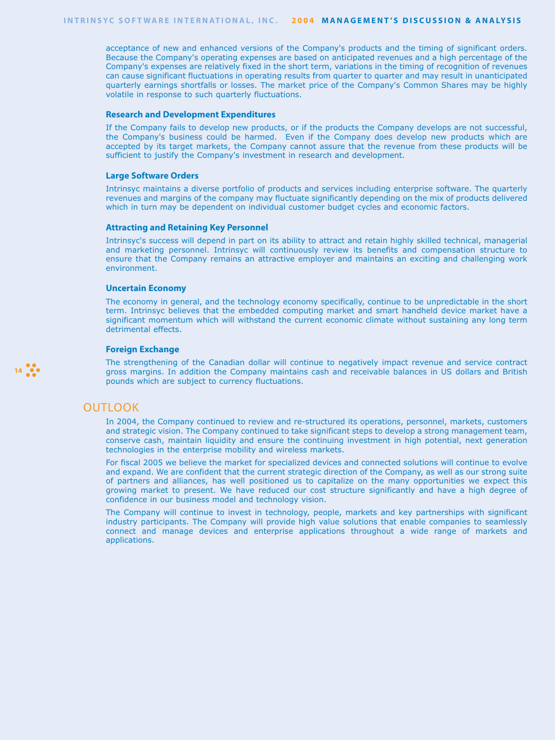acceptance of new and enhanced versions of the Company's products and the timing of significant orders. Because the Company's operating expenses are based on anticipated revenues and a high percentage of the Company's expenses are relatively fixed in the short term, variations in the timing of recognition of revenues can cause significant fluctuations in operating results from quarter to quarter and may result in unanticipated quarterly earnings shortfalls or losses. The market price of the Company's Common Shares may be highly volatile in response to such quarterly fluctuations.

### Research and Development Expenditures

If the Company fails to develop new products, or if the products the Company develops are not successful, the Company's business could be harmed. Even if the Company does develop new products which are accepted by its target markets, the Company cannot assure that the revenue from these products will be sufficient to justify the Company's investment in research and development.

### Large Software Orders

Intrinsyc maintains a diverse portfolio of products and services including enterprise software. The quarterly revenues and margins of the company may fluctuate significantly depending on the mix of products delivered which in turn may be dependent on individual customer budget cycles and economic factors.

### Attracting and Retaining Key Personnel

Intrinsyc's success will depend in part on its ability to attract and retain highly skilled technical, managerial and marketing personnel. Intrinsyc will continuously review its benefits and compensation structure to ensure that the Company remains an attractive employer and maintains an exciting and challenging work environment.

### Uncertain Economy

The economy in general, and the technology economy specifically, continue to be unpredictable in the short term. Intrinsyc believes that the embedded computing market and smart handheld device market have a significant momentum which will withstand the current economic climate without sustaining any long term detrimental effects.

### Foreign Exchange

The strengthening of the Canadian dollar will continue to negatively impact revenue and service contract gross margins. In addition the Company maintains cash and receivable balances in US dollars and British pounds which are subject to currency fluctuations.

## OUTLOOK

In 2004, the Company continued to review and re-structured its operations, personnel, markets, customers and strategic vision. The Company continued to take significant steps to develop a strong management team, conserve cash, maintain liquidity and ensure the continuing investment in high potential, next generation technologies in the enterprise mobility and wireless markets.

For fiscal 2005 we believe the market for specialized devices and connected solutions will continue to evolve and expand. We are confident that the current strategic direction of the Company, as well as our strong suite of partners and alliances, has well positioned us to capitalize on the many opportunities we expect this growing market to present. We have reduced our cost structure significantly and have a high degree of confidence in our business model and technology vision.

The Company will continue to invest in technology, people, markets and key partnerships with significant industry participants. The Company will provide high value solutions that enable companies to seamlessly connect and manage devices and enterprise applications throughout a wide range of markets and applications.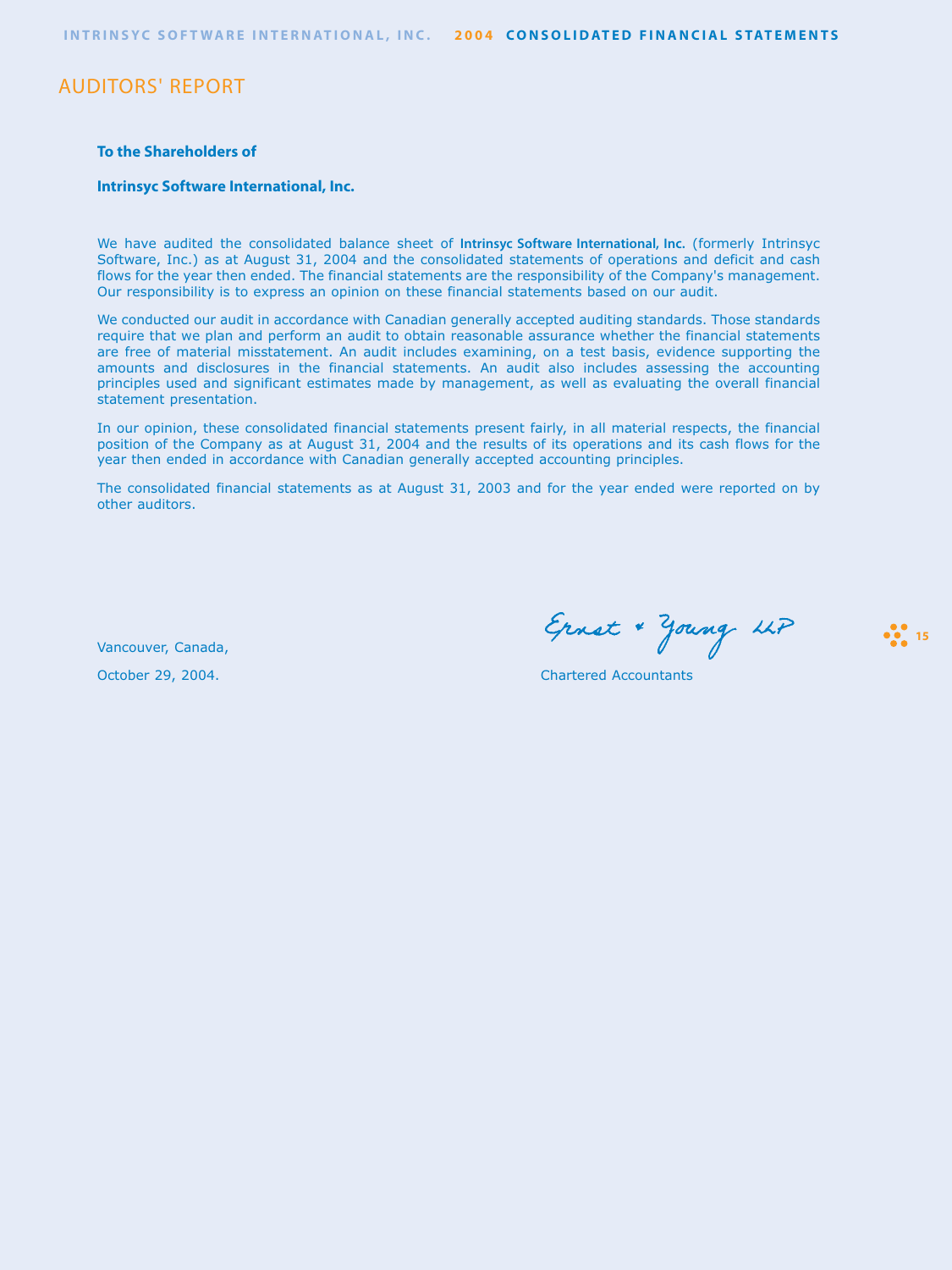# AUDITORS' REPORT

**To the Shareholders of**

**Intrinsyc Software International, Inc.**

We have audited the consolidated balance sheet of **Intrinsyc Software International, Inc.** (formerly Intrinsyc Software, Inc.) as at August 31, 2004 and the consolidated statements of operations and deficit and cash flows for the year then ended. The financial statements are the responsibility of the Company's management. Our responsibility is to express an opinion on these financial statements based on our audit.

We conducted our audit in accordance with Canadian generally accepted auditing standards. Those standards require that we plan and perform an audit to obtain reasonable assurance whether the financial statements are free of material misstatement. An audit includes examining, on a test basis, evidence supporting the amounts and disclosures in the financial statements. An audit also includes assessing the accounting principles used and significant estimates made by management, as well as evaluating the overall financial statement presentation.

In our opinion, these consolidated financial statements present fairly, in all material respects, the financial position of the Company as at August 31, 2004 and the results of its operations and its cash flows for the year then ended in accordance with Canadian generally accepted accounting principles.

The consolidated financial statements as at August 31, 2003 and for the year ended were reported on by other auditors.

Vancouver, Canada,

October 29, 2004.

Ernst & Young LLP

Chartered Accountants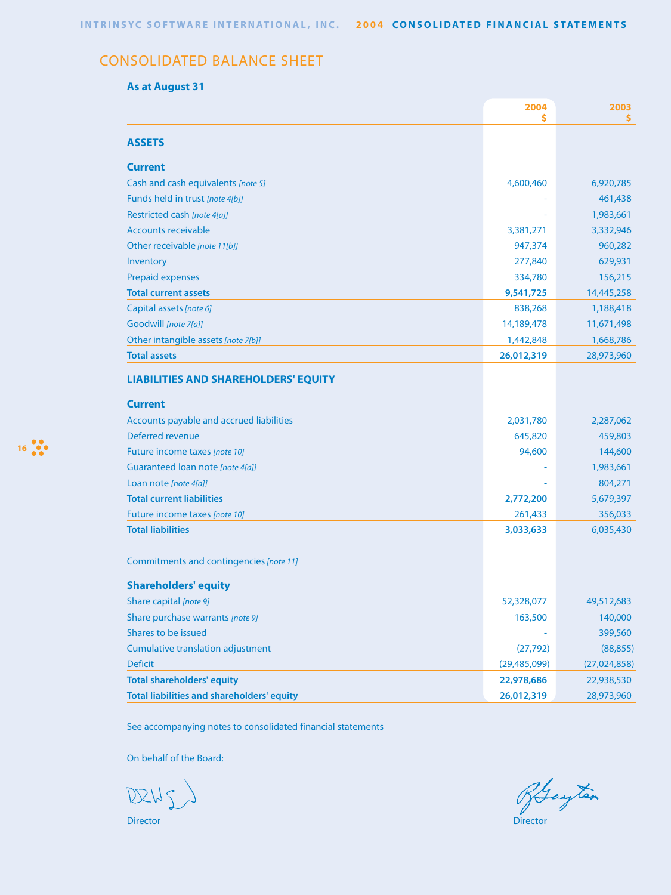# CONSOLIDATED BALANCE SHEET

**As at August 31**

| | 2004 $ | 2003 $ |
|---|---|---|
| **ASSETS** | | |
| **Current** | | |
| Cash and cash equivalents *[note 5]* | 4,600,460 | 6,920,785 |
| Funds held in trust *[note 4[b]]* | - | 461,438 |
| Restricted cash *[note 4[a]]* | - | 1,983,661 |
| Accounts receivable | 3,381,271 | 3,332,946 |
| Other receivable *[note 11[b]]* | 947,374 | 960,282 |
| Inventory | 277,840 | 629,931 |
| Prepaid expenses | 334,780 | 156,215 |
| **Total current assets** | **9,541,725** | 14,445,258 |
| Capital assets *[note 6]* | 838,268 | 1,188,418 |
| Goodwill *[note 7[a]]* | 14,189,478 | 11,671,498 |
| Other intangible assets *[note 7[b]]* | 1,442,848 | 1,668,786 |
| **Total assets** | **26,012,319** | 28,973,960 |
| **LIABILITIES AND SHAREHOLDERS' EQUITY** | | |
| **Current** | | |
| Accounts payable and accrued liabilities | 2,031,780 | 2,287,062 |
| Deferred revenue | 645,820 | 459,803 |
| Future income taxes *[note 10]* | 94,600 | 144,600 |
| Guaranteed loan note *[note 4[a]]* | - | 1,983,661 |
| Loan note *[note 4[a]]* | - | 804,271 |
| **Total current liabilities** | **2,772,200** | 5,679,397 |
| Future income taxes *[note 10]* | 261,433 | 356,033 |
| **Total liabilities** | **3,033,633** | 6,035,430 |
| Commitments and contingencies *[note 11]* | | |
| **Shareholders' equity** | | |
| Share capital *[note 9]* | 52,328,077 | 49,512,683 |
| Share purchase warrants *[note 9]* | 163,500 | 140,000 |
| Shares to be issued | - | 399,560 |
| Cumulative translation adjustment | (27,792) | (88,855) |
| Deficit | (29,485,099) | (27,024,858) |
| **Total shareholders' equity** | **22,978,686** | 22,938,530 |
| **Total liabilities and shareholders' equity** | **26,012,319** | 28,973,960 |

See accompanying notes to consolidated financial statements

On behalf of the Board:

Director

Director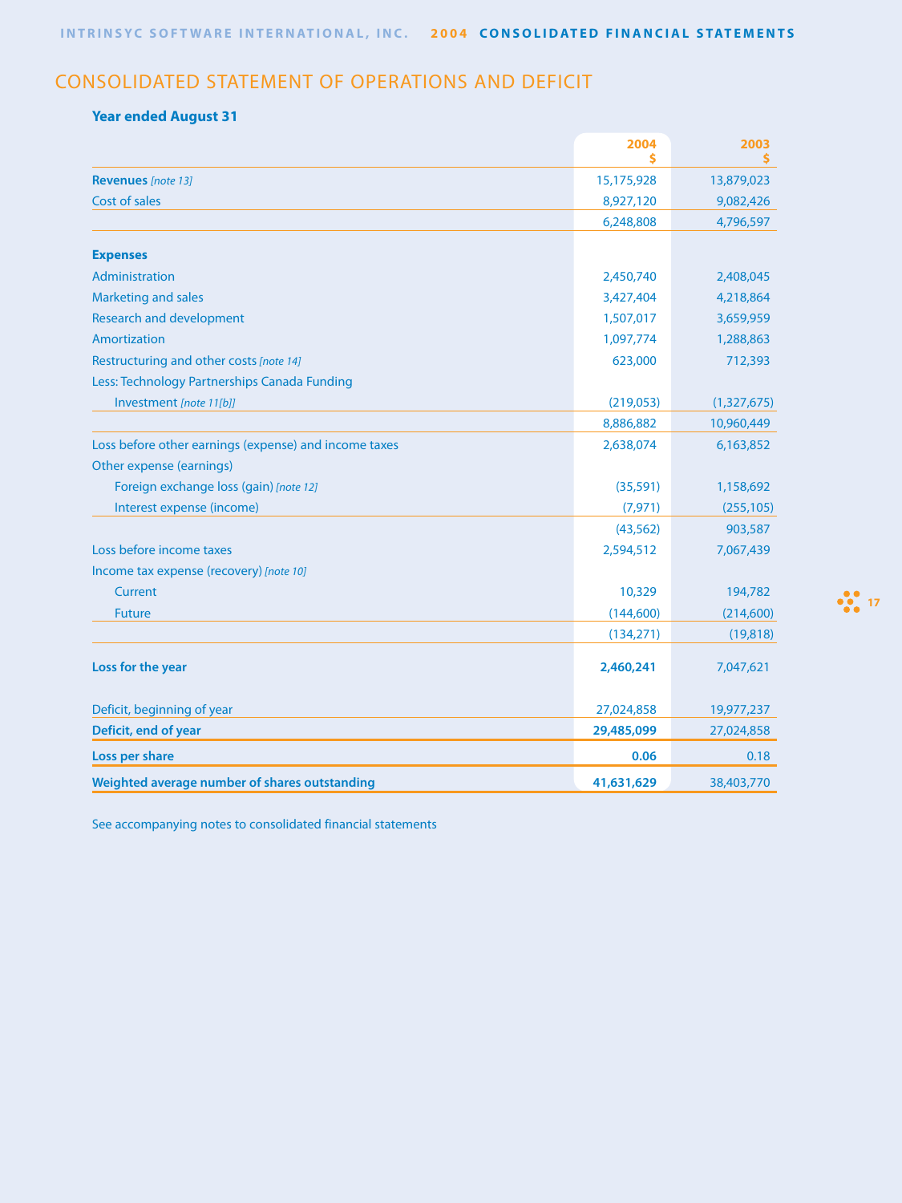# CONSOLIDATED STATEMENT OF OPERATIONS AND DEFICIT

**Year ended August 31**

| | 2004<br>$ | 2003<br>$ |
|---|---|---|
| **Revenues** *[note 13]* | 15,175,928 | 13,879,023 |
| Cost of sales | 8,927,120 | 9,082,426 |
| | 6,248,808 | 4,796,597 |
| **Expenses** | | |
| Administration | 2,450,740 | 2,408,045 |
| Marketing and sales | 3,427,404 | 4,218,864 |
| Research and development | 1,507,017 | 3,659,959 |
| Amortization | 1,097,774 | 1,288,863 |
| Restructuring and other costs *[note 14]* | 623,000 | 712,393 |
| Less: Technology Partnerships Canada Funding | | |
| Investment *[note 11[b]]* | (219,053) | (1,327,675) |
| | 8,886,882 | 10,960,449 |
| Loss before other earnings (expense) and income taxes | 2,638,074 | 6,163,852 |
| Other expense (earnings) | | |
| Foreign exchange loss (gain) *[note 12]* | (35,591) | 1,158,692 |
| Interest expense (income) | (7,971) | (255,105) |
| | (43,562) | 903,587 |
| Loss before income taxes | 2,594,512 | 7,067,439 |
| Income tax expense (recovery) *[note 10]* | | |
| Current | 10,329 | 194,782 |
| Future | (144,600) | (214,600) |
| | (134,271) | (19,818) |
| **Loss for the year** | **2,460,241** | 7,047,621 |
| Deficit, beginning of year | 27,024,858 | 19,977,237 |
| **Deficit, end of year** | **29,485,099** | 27,024,858 |
| **Loss per share** | **0.06** | 0.18 |
| **Weighted average number of shares outstanding** | **41,631,629** | 38,403,770 |

See accompanying notes to consolidated financial statements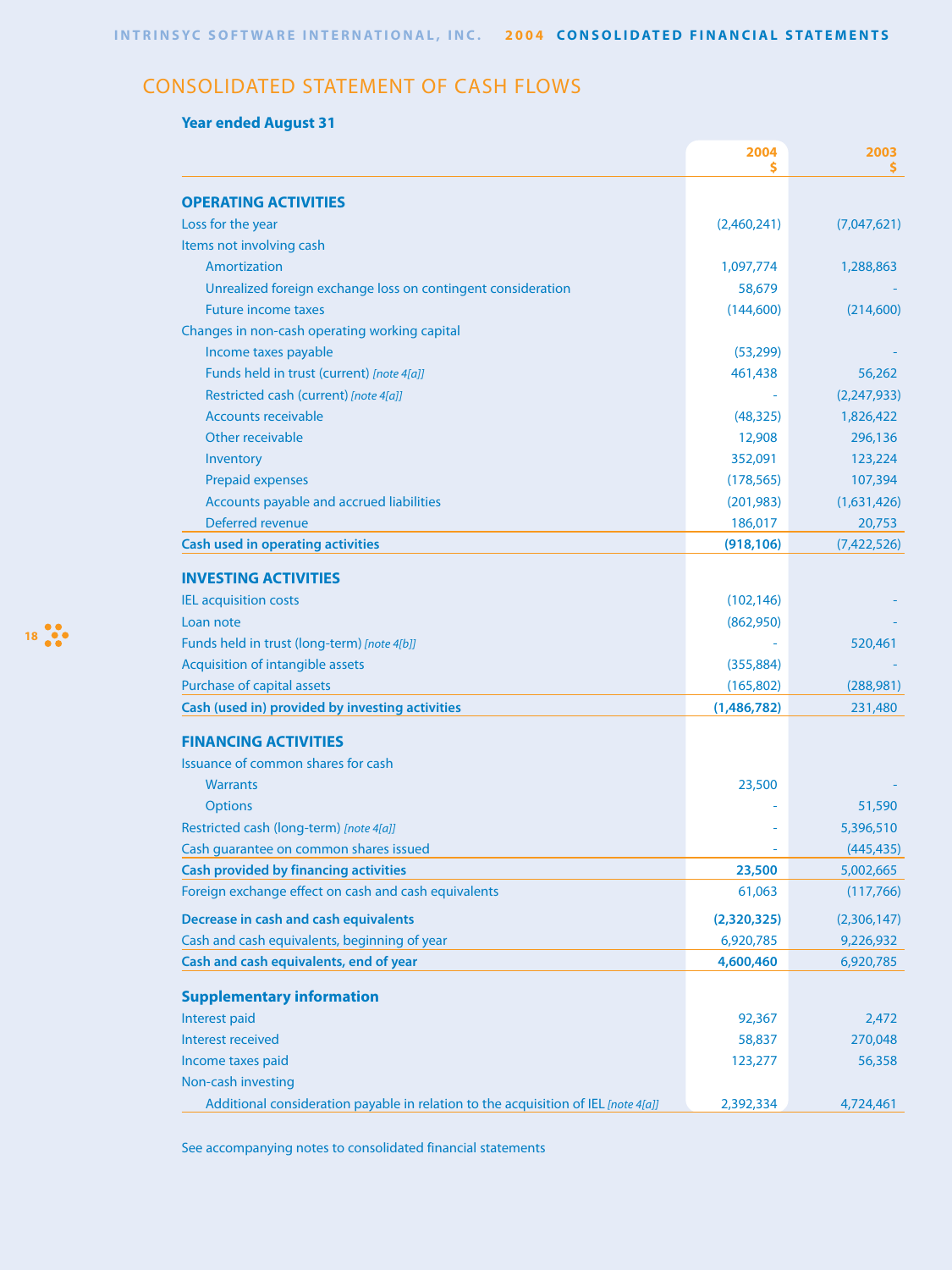## CONSOLIDATED STATEMENT OF CASH FLOWS

**Year ended August 31**

| | 2004 $ | 2003 $ |
|---|---|---|
| **OPERATING ACTIVITIES** | | |
| Loss for the year | (2,460,241) | (7,047,621) |
| Items not involving cash | | |
| Amortization | 1,097,774 | 1,288,863 |
| Unrealized foreign exchange loss on contingent consideration | 58,679 | - |
| Future income taxes | (144,600) | (214,600) |
| Changes in non-cash operating working capital | | |
| Income taxes payable | (53,299) | - |
| Funds held in trust (current) *[note 4[a]]* | 461,438 | 56,262 |
| Restricted cash (current) *[note 4[a]]* | - | (2,247,933) |
| Accounts receivable | (48,325) | 1,826,422 |
| Other receivable | 12,908 | 296,136 |
| Inventory | 352,091 | 123,224 |
| Prepaid expenses | (178,565) | 107,394 |
| Accounts payable and accrued liabilities | (201,983) | (1,631,426) |
| Deferred revenue | 186,017 | 20,753 |
| **Cash used in operating activities** | **(918,106)** | (7,422,526) |
| **INVESTING ACTIVITIES** | | |
| IEL acquisition costs | (102,146) | - |
| Loan note | (862,950) | - |
| Funds held in trust (long-term) *[note 4[b]]* | - | 520,461 |
| Acquisition of intangible assets | (355,884) | - |
| Purchase of capital assets | (165,802) | (288,981) |
| **Cash (used in) provided by investing activities** | **(1,486,782)** | 231,480 |
| **FINANCING ACTIVITIES** | | |
| Issuance of common shares for cash | | |
| Warrants | 23,500 | - |
| Options | - | 51,590 |
| Restricted cash (long-term) *[note 4[a]]* | - | 5,396,510 |
| Cash guarantee on common shares issued | - | (445,435) |
| **Cash provided by financing activities** | **23,500** | 5,002,665 |
| Foreign exchange effect on cash and cash equivalents | 61,063 | (117,766) |
| **Decrease in cash and cash equivalents** | **(2,320,325)** | (2,306,147) |
| Cash and cash equivalents, beginning of year | 6,920,785 | 9,226,932 |
| **Cash and cash equivalents, end of year** | **4,600,460** | 6,920,785 |
| **Supplementary information** | | |
| Interest paid | 92,367 | 2,472 |
| Interest received | 58,837 | 270,048 |
| Income taxes paid | 123,277 | 56,358 |
| Non-cash investing | | |
| Additional consideration payable in relation to the acquisition of IEL *[note 4[a]]* | 2,392,334 | 4,724,461 |

See accompanying notes to consolidated financial statements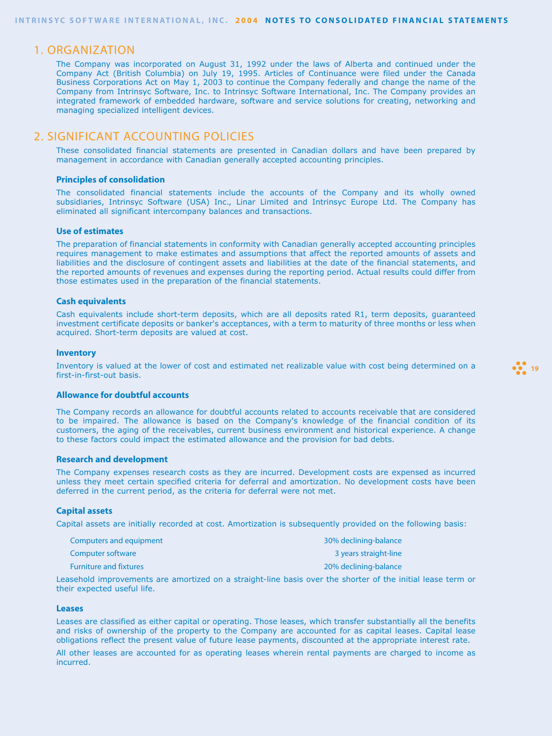## 1. ORGANIZATION

The Company was incorporated on August 31, 1992 under the laws of Alberta and continued under the Company Act (British Columbia) on July 19, 1995. Articles of Continuance were filed under the Canada Business Corporations Act on May 1, 2003 to continue the Company federally and change the name of the Company from Intrinsyc Software, Inc. to Intrinsyc Software International, Inc. The Company provides an integrated framework of embedded hardware, software and service solutions for creating, networking and managing specialized intelligent devices.

## 2. SIGNIFICANT ACCOUNTING POLICIES

These consolidated financial statements are presented in Canadian dollars and have been prepared by management in accordance with Canadian generally accepted accounting principles.

### Principles of consolidation

The consolidated financial statements include the accounts of the Company and its wholly owned subsidiaries, Intrinsyc Software (USA) Inc., Linar Limited and Intrinsyc Europe Ltd. The Company has eliminated all significant intercompany balances and transactions.

### Use of estimates

The preparation of financial statements in conformity with Canadian generally accepted accounting principles requires management to make estimates and assumptions that affect the reported amounts of assets and liabilities and the disclosure of contingent assets and liabilities at the date of the financial statements, and the reported amounts of revenues and expenses during the reporting period. Actual results could differ from those estimates used in the preparation of the financial statements.

### Cash equivalents

Cash equivalents include short-term deposits, which are all deposits rated R1, term deposits, guaranteed investment certificate deposits or banker's acceptances, with a term to maturity of three months or less when acquired. Short-term deposits are valued at cost.

### Inventory

Inventory is valued at the lower of cost and estimated net realizable value with cost being determined on a first-in-first-out basis.

### Allowance for doubtful accounts

The Company records an allowance for doubtful accounts related to accounts receivable that are considered to be impaired. The allowance is based on the Company's knowledge of the financial condition of its customers, the aging of the receivables, current business environment and historical experience. A change to these factors could impact the estimated allowance and the provision for bad debts.

### Research and development

The Company expenses research costs as they are incurred. Development costs are expensed as incurred unless they meet certain specified criteria for deferral and amortization. No development costs have been deferred in the current period, as the criteria for deferral were not met.

### Capital assets

Capital assets are initially recorded at cost. Amortization is subsequently provided on the following basis:

| | |
|---|---|
| Computers and equipment | 30% declining-balance |
| Computer software | 3 years straight-line |
| Furniture and fixtures | 20% declining-balance |

Leasehold improvements are amortized on a straight-line basis over the shorter of the initial lease term or their expected useful life.

### Leases

Leases are classified as either capital or operating. Those leases, which transfer substantially all the benefits and risks of ownership of the property to the Company are accounted for as capital leases. Capital lease obligations reflect the present value of future lease payments, discounted at the appropriate interest rate.

All other leases are accounted for as operating leases wherein rental payments are charged to income as incurred.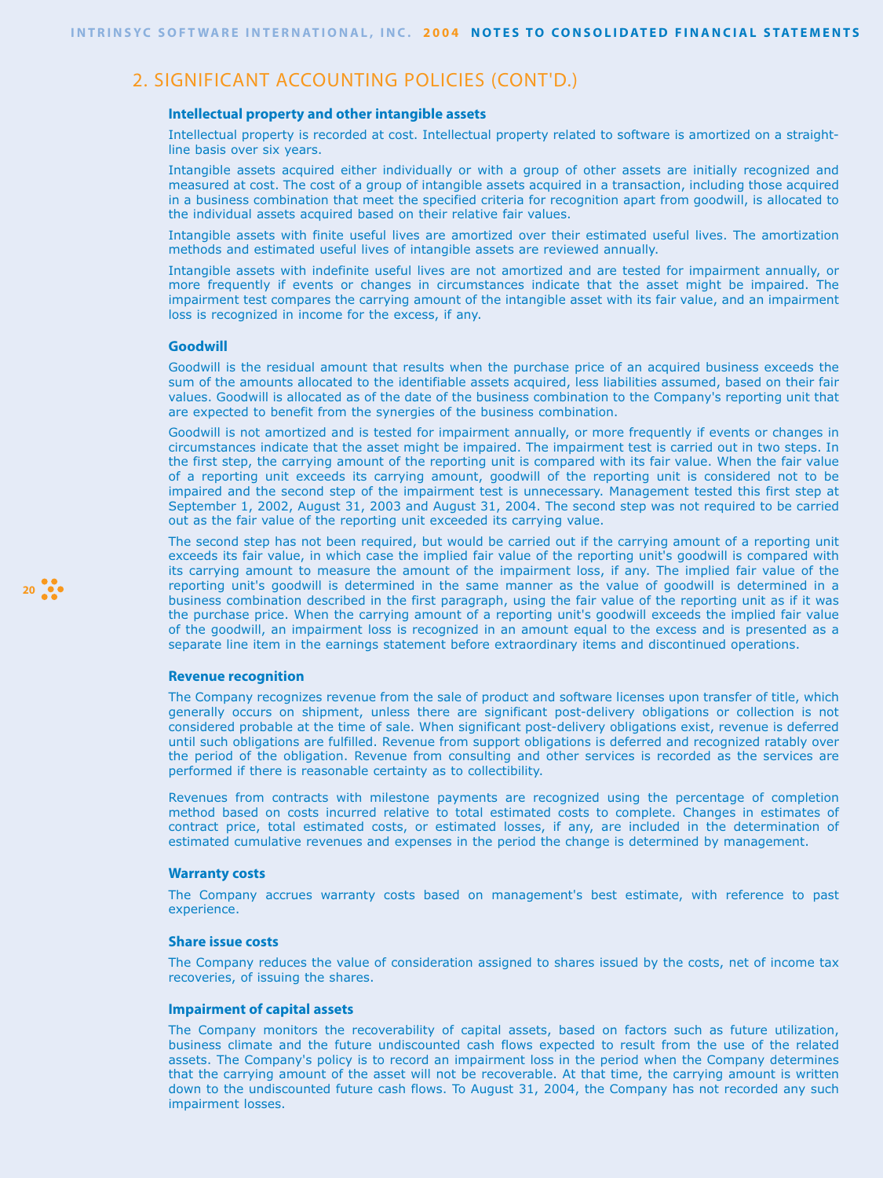## 2. SIGNIFICANT ACCOUNTING POLICIES (CONT'D.)

### Intellectual property and other intangible assets

Intellectual property is recorded at cost. Intellectual property related to software is amortized on a straight-line basis over six years.

Intangible assets acquired either individually or with a group of other assets are initially recognized and measured at cost. The cost of a group of intangible assets acquired in a transaction, including those acquired in a business combination that meet the specified criteria for recognition apart from goodwill, is allocated to the individual assets acquired based on their relative fair values.

Intangible assets with finite useful lives are amortized over their estimated useful lives. The amortization methods and estimated useful lives of intangible assets are reviewed annually.

Intangible assets with indefinite useful lives are not amortized and are tested for impairment annually, or more frequently if events or changes in circumstances indicate that the asset might be impaired. The impairment test compares the carrying amount of the intangible asset with its fair value, and an impairment loss is recognized in income for the excess, if any.

### Goodwill

Goodwill is the residual amount that results when the purchase price of an acquired business exceeds the sum of the amounts allocated to the identifiable assets acquired, less liabilities assumed, based on their fair values. Goodwill is allocated as of the date of the business combination to the Company's reporting unit that are expected to benefit from the synergies of the business combination.

Goodwill is not amortized and is tested for impairment annually, or more frequently if events or changes in circumstances indicate that the asset might be impaired. The impairment test is carried out in two steps. In the first step, the carrying amount of the reporting unit is compared with its fair value. When the fair value of a reporting unit exceeds its carrying amount, goodwill of the reporting unit is considered not to be impaired and the second step of the impairment test is unnecessary. Management tested this first step at September 1, 2002, August 31, 2003 and August 31, 2004. The second step was not required to be carried out as the fair value of the reporting unit exceeded its carrying value.

The second step has not been required, but would be carried out if the carrying amount of a reporting unit exceeds its fair value, in which case the implied fair value of the reporting unit's goodwill is compared with its carrying amount to measure the amount of the impairment loss, if any. The implied fair value of the reporting unit's goodwill is determined in the same manner as the value of goodwill is determined in a business combination described in the first paragraph, using the fair value of the reporting unit as if it was the purchase price. When the carrying amount of a reporting unit's goodwill exceeds the implied fair value of the goodwill, an impairment loss is recognized in an amount equal to the excess and is presented as a separate line item in the earnings statement before extraordinary items and discontinued operations.

### Revenue recognition

The Company recognizes revenue from the sale of product and software licenses upon transfer of title, which generally occurs on shipment, unless there are significant post-delivery obligations or collection is not considered probable at the time of sale. When significant post-delivery obligations exist, revenue is deferred until such obligations are fulfilled. Revenue from support obligations is deferred and recognized ratably over the period of the obligation. Revenue from consulting and other services is recorded as the services are performed if there is reasonable certainty as to collectibility.

Revenues from contracts with milestone payments are recognized using the percentage of completion method based on costs incurred relative to total estimated costs to complete. Changes in estimates of contract price, total estimated costs, or estimated losses, if any, are included in the determination of estimated cumulative revenues and expenses in the period the change is determined by management.

### Warranty costs

The Company accrues warranty costs based on management's best estimate, with reference to past experience.

### Share issue costs

The Company reduces the value of consideration assigned to shares issued by the costs, net of income tax recoveries, of issuing the shares.

### Impairment of capital assets

The Company monitors the recoverability of capital assets, based on factors such as future utilization, business climate and the future undiscounted cash flows expected to result from the use of the related assets. The Company's policy is to record an impairment loss in the period when the Company determines that the carrying amount of the asset will not be recoverable. At that time, the carrying amount is written down to the undiscounted future cash flows. To August 31, 2004, the Company has not recorded any such impairment losses.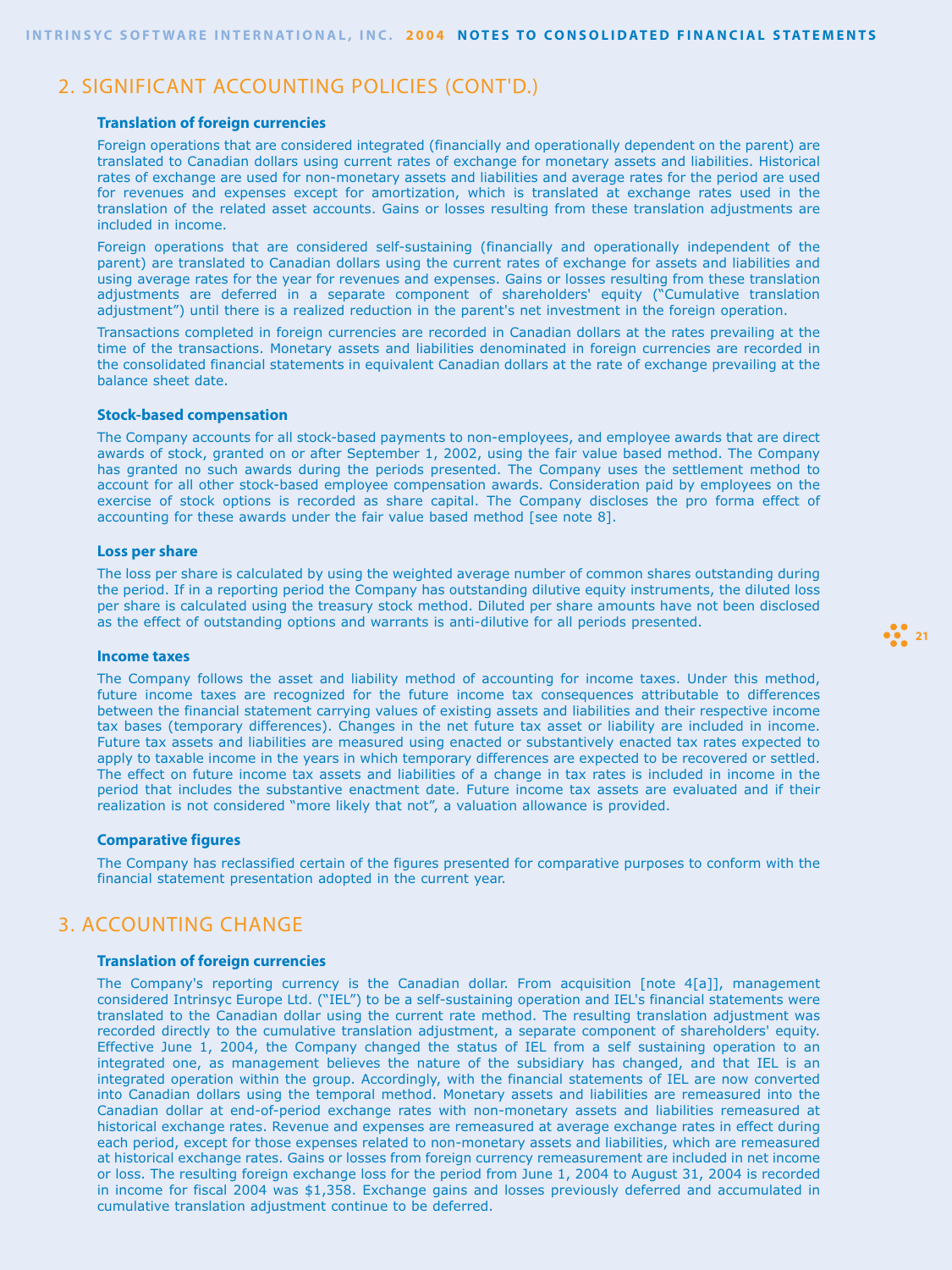## 2. SIGNIFICANT ACCOUNTING POLICIES (CONT'D.)

### Translation of foreign currencies

Foreign operations that are considered integrated (financially and operationally dependent on the parent) are translated to Canadian dollars using current rates of exchange for monetary assets and liabilities. Historical rates of exchange are used for non-monetary assets and liabilities and average rates for the period are used for revenues and expenses except for amortization, which is translated at exchange rates used in the translation of the related asset accounts. Gains or losses resulting from these translation adjustments are included in income.

Foreign operations that are considered self-sustaining (financially and operationally independent of the parent) are translated to Canadian dollars using the current rates of exchange for assets and liabilities and using average rates for the year for revenues and expenses. Gains or losses resulting from these translation adjustments are deferred in a separate component of shareholders' equity ("Cumulative translation adjustment") until there is a realized reduction in the parent's net investment in the foreign operation.

Transactions completed in foreign currencies are recorded in Canadian dollars at the rates prevailing at the time of the transactions. Monetary assets and liabilities denominated in foreign currencies are recorded in the consolidated financial statements in equivalent Canadian dollars at the rate of exchange prevailing at the balance sheet date.

### Stock-based compensation

The Company accounts for all stock-based payments to non-employees, and employee awards that are direct awards of stock, granted on or after September 1, 2002, using the fair value based method. The Company has granted no such awards during the periods presented. The Company uses the settlement method to account for all other stock-based employee compensation awards. Consideration paid by employees on the exercise of stock options is recorded as share capital. The Company discloses the pro forma effect of accounting for these awards under the fair value based method [see note 8].

### Loss per share

The loss per share is calculated by using the weighted average number of common shares outstanding during the period. If in a reporting period the Company has outstanding dilutive equity instruments, the diluted loss per share is calculated using the treasury stock method. Diluted per share amounts have not been disclosed as the effect of outstanding options and warrants is anti-dilutive for all periods presented.

### Income taxes

The Company follows the asset and liability method of accounting for income taxes. Under this method, future income taxes are recognized for the future income tax consequences attributable to differences between the financial statement carrying values of existing assets and liabilities and their respective income tax bases (temporary differences). Changes in the net future tax asset or liability are included in income. Future tax assets and liabilities are measured using enacted or substantively enacted tax rates expected to apply to taxable income in the years in which temporary differences are expected to be recovered or settled. The effect on future income tax assets and liabilities of a change in tax rates is included in income in the period that includes the substantive enactment date. Future income tax assets are evaluated and if their realization is not considered "more likely that not", a valuation allowance is provided.

### Comparative figures

The Company has reclassified certain of the figures presented for comparative purposes to conform with the financial statement presentation adopted in the current year.

## 3. ACCOUNTING CHANGE

### Translation of foreign currencies

The Company's reporting currency is the Canadian dollar. From acquisition [note 4[a]], management considered Intrinsyc Europe Ltd. ("IEL") to be a self-sustaining operation and IEL's financial statements were translated to the Canadian dollar using the current rate method. The resulting translation adjustment was recorded directly to the cumulative translation adjustment, a separate component of shareholders' equity. Effective June 1, 2004, the Company changed the status of IEL from a self sustaining operation to an integrated one, as management believes the nature of the subsidiary has changed, and that IEL is an integrated operation within the group. Accordingly, with the financial statements of IEL are now converted into Canadian dollars using the temporal method. Monetary assets and liabilities are remeasured into the Canadian dollar at end-of-period exchange rates with non-monetary assets and liabilities remeasured at historical exchange rates. Revenue and expenses are remeasured at average exchange rates in effect during each period, except for those expenses related to non-monetary assets and liabilities, which are remeasured at historical exchange rates. Gains or losses from foreign currency remeasurement are included in net income or loss. The resulting foreign exchange loss for the period from June 1, 2004 to August 31, 2004 is recorded in income for fiscal 2004 was $1,358. Exchange gains and losses previously deferred and accumulated in cumulative translation adjustment continue to be deferred.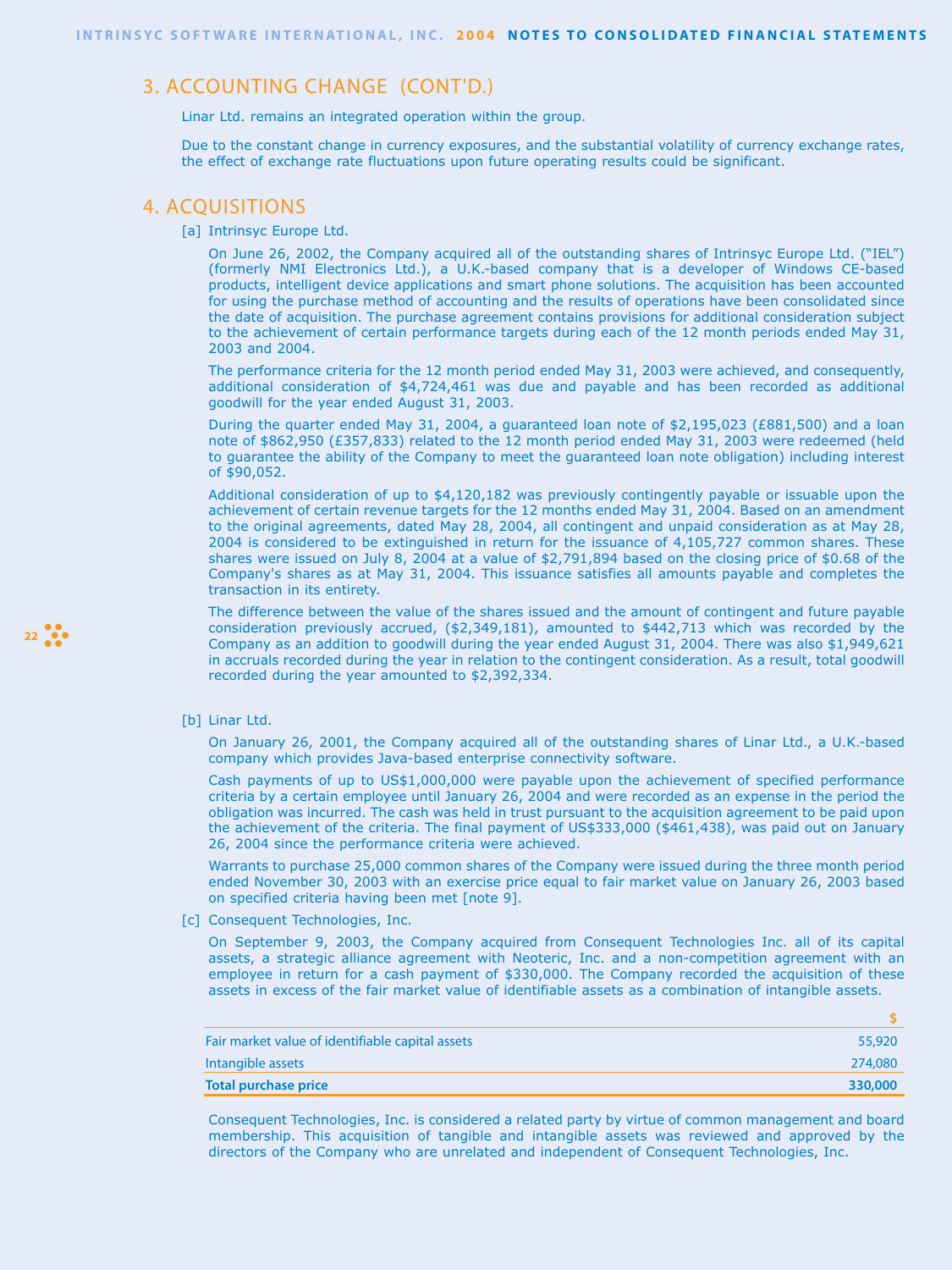## 3. ACCOUNTING CHANGE (CONT'D.)

Linar Ltd. remains an integrated operation within the group.

Due to the constant change in currency exposures, and the substantial volatility of currency exchange rates, the effect of exchange rate fluctuations upon future operating results could be significant.

## 4. ACQUISITIONS

[a] Intrinsyc Europe Ltd.

On June 26, 2002, the Company acquired all of the outstanding shares of Intrinsyc Europe Ltd. ("IEL") (formerly NMI Electronics Ltd.), a U.K.-based company that is a developer of Windows CE-based products, intelligent device applications and smart phone solutions. The acquisition has been accounted for using the purchase method of accounting and the results of operations have been consolidated since the date of acquisition. The purchase agreement contains provisions for additional consideration subject to the achievement of certain performance targets during each of the 12 month periods ended May 31, 2003 and 2004.

The performance criteria for the 12 month period ended May 31, 2003 were achieved, and consequently, additional consideration of $4,724,461 was due and payable and has been recorded as additional goodwill for the year ended August 31, 2003.

During the quarter ended May 31, 2004, a guaranteed loan note of $2,195,023 (£881,500) and a loan note of $862,950 (£357,833) related to the 12 month period ended May 31, 2003 were redeemed (held to guarantee the ability of the Company to meet the guaranteed loan note obligation) including interest of $90,052.

Additional consideration of up to $4,120,182 was previously contingently payable or issuable upon the achievement of certain revenue targets for the 12 months ended May 31, 2004. Based on an amendment to the original agreements, dated May 28, 2004, all contingent and unpaid consideration as at May 28, 2004 is considered to be extinguished in return for the issuance of 4,105,727 common shares. These shares were issued on July 8, 2004 at a value of $2,791,894 based on the closing price of $0.68 of the Company's shares as at May 31, 2004. This issuance satisfies all amounts payable and completes the transaction in its entirety.

The difference between the value of the shares issued and the amount of contingent and future payable consideration previously accrued, ($2,349,181), amounted to $442,713 which was recorded by the Company as an addition to goodwill during the year ended August 31, 2004. There was also $1,949,621 in accruals recorded during the year in relation to the contingent consideration. As a result, total goodwill recorded during the year amounted to $2,392,334.

[b] Linar Ltd.

On January 26, 2001, the Company acquired all of the outstanding shares of Linar Ltd., a U.K.-based company which provides Java-based enterprise connectivity software.

Cash payments of up to US$1,000,000 were payable upon the achievement of specified performance criteria by a certain employee until January 26, 2004 and were recorded as an expense in the period the obligation was incurred. The cash was held in trust pursuant to the acquisition agreement to be paid upon the achievement of the criteria. The final payment of US$333,000 ($461,438), was paid out on January 26, 2004 since the performance criteria were achieved.

Warrants to purchase 25,000 common shares of the Company were issued during the three month period ended November 30, 2003 with an exercise price equal to fair market value on January 26, 2003 based on specified criteria having been met [note 9].

[c] Consequent Technologies, Inc.

On September 9, 2003, the Company acquired from Consequent Technologies Inc. all of its capital assets, a strategic alliance agreement with Neoteric, Inc. and a non-competition agreement with an employee in return for a cash payment of $330,000. The Company recorded the acquisition of these assets in excess of the fair market value of identifiable assets as a combination of intangible assets.

| | $ |
|---|---|
| Fair market value of identifiable capital assets | 55,920 |
| Intangible assets | 274,080 |
| **Total purchase price** | **330,000** |

Consequent Technologies, Inc. is considered a related party by virtue of common management and board membership. This acquisition of tangible and intangible assets was reviewed and approved by the directors of the Company who are unrelated and independent of Consequent Technologies, Inc.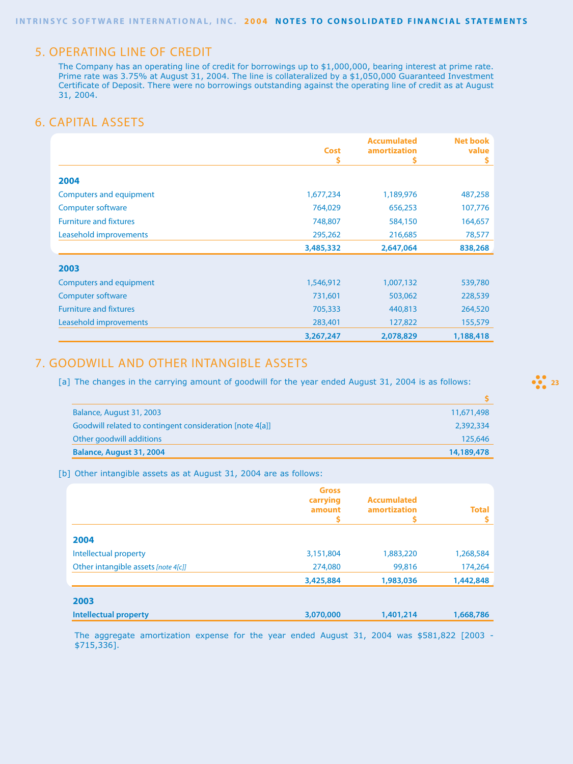## 5. OPERATING LINE OF CREDIT

The Company has an operating line of credit for borrowings up to $1,000,000, bearing interest at prime rate. Prime rate was 3.75% at August 31, 2004. The line is collateralized by a $1,050,000 Guaranteed Investment Certificate of Deposit. There were no borrowings outstanding against the operating line of credit as at August 31, 2004.

## 6. CAPITAL ASSETS

| | Cost $ | Accumulated amortization $ | Net book value $ |
|---|---|---|---|
| **2004** | | | |
| Computers and equipment | 1,677,234 | 1,189,976 | 487,258 |
| Computer software | 764,029 | 656,253 | 107,776 |
| Furniture and fixtures | 748,807 | 584,150 | 164,657 |
| Leasehold improvements | 295,262 | 216,685 | 78,577 |
| | **3,485,332** | **2,647,064** | **838,268** |
| **2003** | | | |
| Computers and equipment | 1,546,912 | 1,007,132 | 539,780 |
| Computer software | 731,601 | 503,062 | 228,539 |
| Furniture and fixtures | 705,333 | 440,813 | 264,520 |
| Leasehold improvements | 283,401 | 127,822 | 155,579 |
| | **3,267,247** | **2,078,829** | **1,188,418** |

## 7. GOODWILL AND OTHER INTANGIBLE ASSETS

[a] The changes in the carrying amount of goodwill for the year ended August 31, 2004 is as follows:

| | $ |
|---|---|
| Balance, August 31, 2003 | 11,671,498 |
| Goodwill related to contingent consideration [note 4[a]] | 2,392,334 |
| Other goodwill additions | 125,646 |
| **Balance, August 31, 2004** | **14,189,478** |

[b] Other intangible assets as at August 31, 2004 are as follows:

| | Gross carrying amount $ | Accumulated amortization $ | Total $ |
|---|---|---|---|
| **2004** | | | |
| Intellectual property | 3,151,804 | 1,883,220 | 1,268,584 |
| Other intangible assets *[note 4[c]]* | 274,080 | 99,816 | 174,264 |
| | **3,425,884** | **1,983,036** | **1,442,848** |
| **2003** | | | |
| **Intellectual property** | **3,070,000** | **1,401,214** | **1,668,786** |

The aggregate amortization expense for the year ended August 31, 2004 was $581,822 [2003 - $715,336].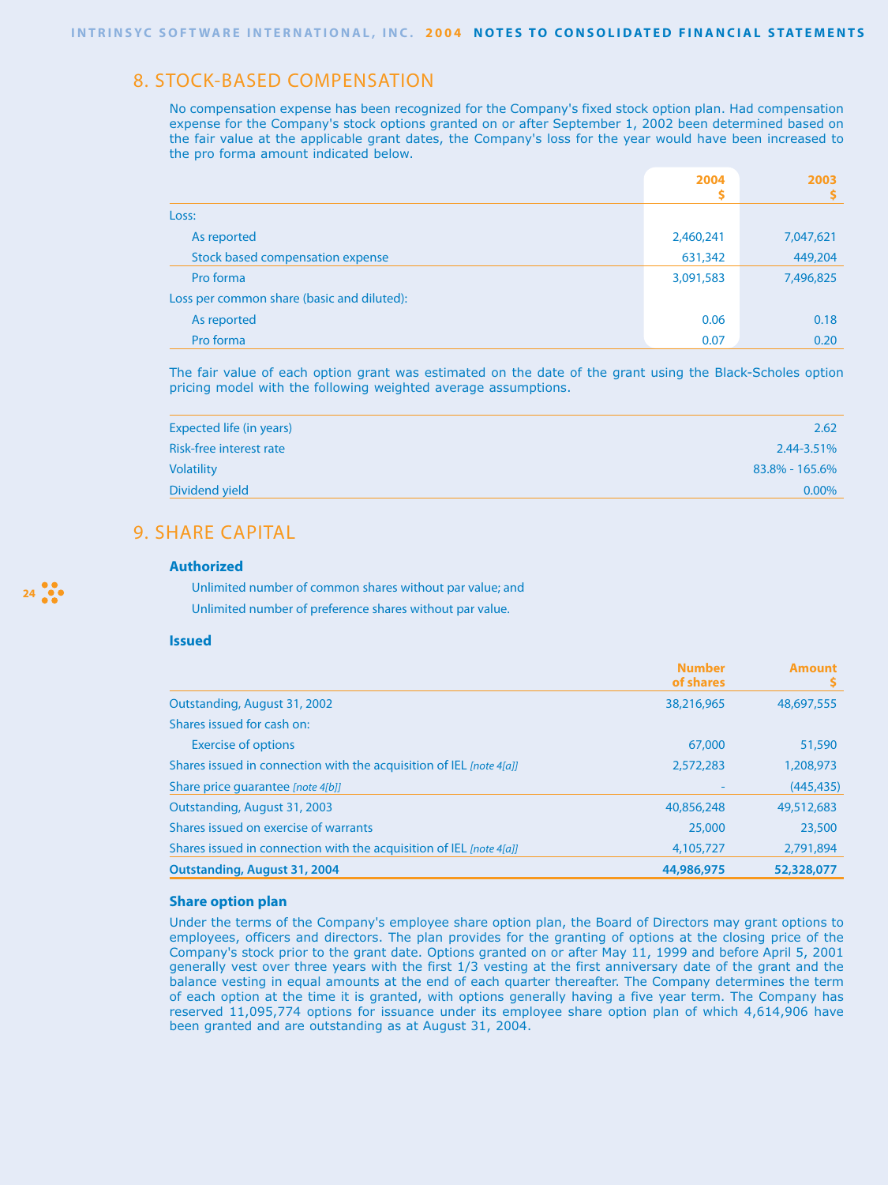## 8. STOCK-BASED COMPENSATION

No compensation expense has been recognized for the Company's fixed stock option plan. Had compensation expense for the Company's stock options granted on or after September 1, 2002 been determined based on the fair value at the applicable grant dates, the Company's loss for the year would have been increased to the pro forma amount indicated below.

| | 2004<br>$ | 2003<br>$ |
|---|---|---|
| Loss: | | |
| As reported | 2,460,241 | 7,047,621 |
| Stock based compensation expense | 631,342 | 449,204 |
| Pro forma | 3,091,583 | 7,496,825 |
| Loss per common share (basic and diluted): | | |
| As reported | 0.06 | 0.18 |
| Pro forma | 0.07 | 0.20 |

The fair value of each option grant was estimated on the date of the grant using the Black-Scholes option pricing model with the following weighted average assumptions.

| | |
|---|---|
| Expected life (in years) | 2.62 |
| Risk-free interest rate | 2.44-3.51% |
| Volatility | 83.8% - 165.6% |
| Dividend yield | 0.00% |

## 9. SHARE CAPITAL

### Authorized

Unlimited number of common shares without par value; and

Unlimited number of preference shares without par value.

### Issued

| | Number of shares | Amount<br>$ |
|---|---|---|
| Outstanding, August 31, 2002 | 38,216,965 | 48,697,555 |
| Shares issued for cash on: | | |
| Exercise of options | 67,000 | 51,590 |
| Shares issued in connection with the acquisition of IEL *[note 4[a]]* | 2,572,283 | 1,208,973 |
| Share price guarantee *[note 4[b]]* | - | (445,435) |
| Outstanding, August 31, 2003 | 40,856,248 | 49,512,683 |
| Shares issued on exercise of warrants | 25,000 | 23,500 |
| Shares issued in connection with the acquisition of IEL *[note 4[a]]* | 4,105,727 | 2,791,894 |
| **Outstanding, August 31, 2004** | **44,986,975** | **52,328,077** |

### Share option plan

Under the terms of the Company's employee share option plan, the Board of Directors may grant options to employees, officers and directors. The plan provides for the granting of options at the closing price of the Company's stock prior to the grant date. Options granted on or after May 11, 1999 and before April 5, 2001 generally vest over three years with the first 1/3 vesting at the first anniversary date of the grant and the balance vesting in equal amounts at the end of each quarter thereafter. The Company determines the term of each option at the time it is granted, with options generally having a five year term. The Company has reserved 11,095,774 options for issuance under its employee share option plan of which 4,614,906 have been granted and are outstanding as at August 31, 2004.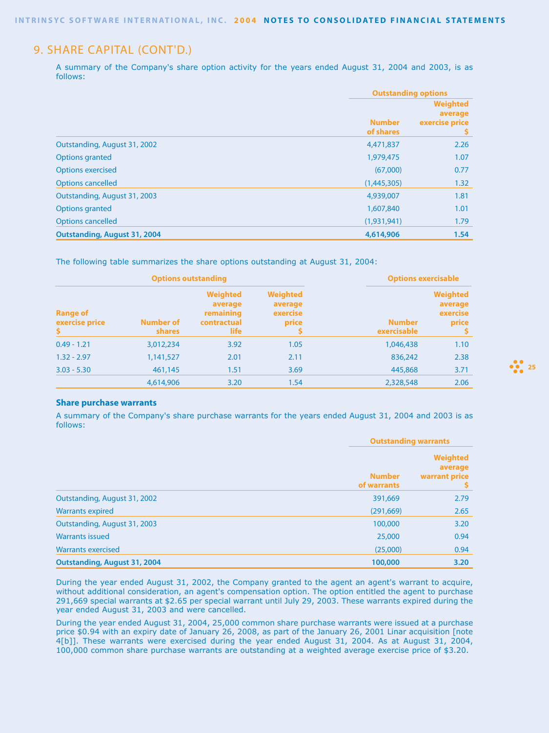## 9. SHARE CAPITAL (CONT'D.)

A summary of the Company's share option activity for the years ended August 31, 2004 and 2003, is as follows:

| | Outstanding options | |
|---|---|---|
| | Number of shares | Weighted average exercise price $ |
| Outstanding, August 31, 2002 | 4,471,837 | 2.26 |
| Options granted | 1,979,475 | 1.07 |
| Options exercised | (67,000) | 0.77 |
| Options cancelled | (1,445,305) | 1.32 |
| Outstanding, August 31, 2003 | 4,939,007 | 1.81 |
| Options granted | 1,607,840 | 1.01 |
| Options cancelled | (1,931,941) | 1.79 |
| **Outstanding, August 31, 2004** | **4,614,906** | **1.54** |

The following table summarizes the share options outstanding at August 31, 2004:

| Options outstanding | | | | Options exercisable | |
|---|---|---|---|---|---|
| Range of exercise price $ | Number of shares | Weighted average remaining contractual life | Weighted average exercise price $ | Number exercisable | Weighted average exercise price $ |
| 0.49 - 1.21 | 3,012,234 | 3.92 | 1.05 | 1,046,438 | 1.10 |
| 1.32 - 2.97 | 1,141,527 | 2.01 | 2.11 | 836,242 | 2.38 |
| 3.03 - 5.30 | 461,145 | 1.51 | 3.69 | 445,868 | 3.71 |
| | 4,614,906 | 3.20 | 1.54 | 2,328,548 | 2.06 |

### Share purchase warrants

A summary of the Company's share purchase warrants for the years ended August 31, 2004 and 2003 is as follows:

| | Outstanding warrants | |
|---|---|---|
| | Number of warrants | Weighted average warrant price $ |
| Outstanding, August 31, 2002 | 391,669 | 2.79 |
| Warrants expired | (291,669) | 2.65 |
| Outstanding, August 31, 2003 | 100,000 | 3.20 |
| Warrants issued | 25,000 | 0.94 |
| Warrants exercised | (25,000) | 0.94 |
| **Outstanding, August 31, 2004** | **100,000** | **3.20** |

During the year ended August 31, 2002, the Company granted to the agent an agent's warrant to acquire, without additional consideration, an agent's compensation option. The option entitled the agent to purchase 291,669 special warrants at $2.65 per special warrant until July 29, 2003. These warrants expired during the year ended August 31, 2003 and were cancelled.

During the year ended August 31, 2004, 25,000 common share purchase warrants were issued at a purchase price $0.94 with an expiry date of January 26, 2008, as part of the January 26, 2001 Linar acquisition [note 4[b]]. These warrants were exercised during the year ended August 31, 2004. As at August 31, 2004, 100,000 common share purchase warrants are outstanding at a weighted average exercise price of $3.20.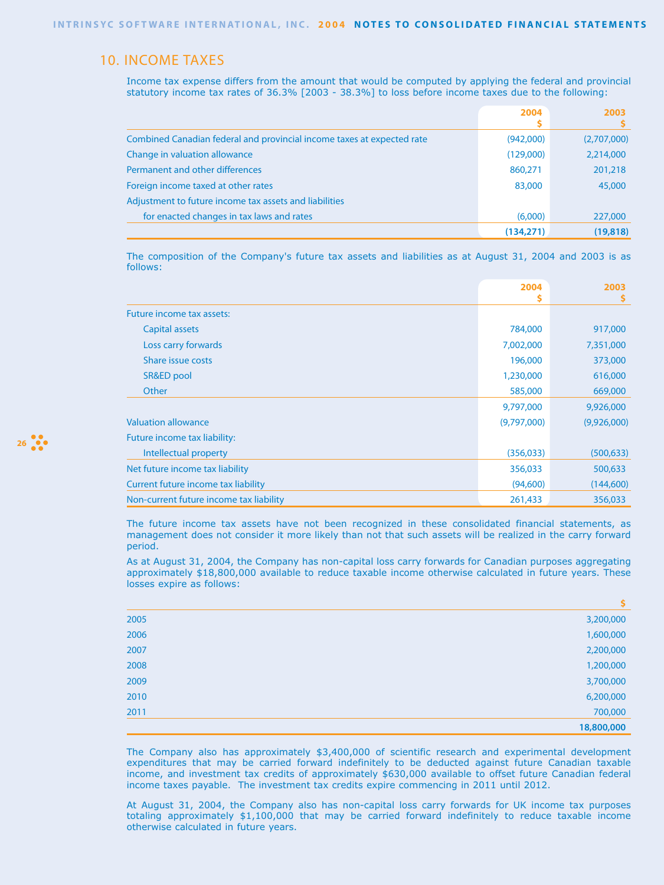## 10. INCOME TAXES

Income tax expense differs from the amount that would be computed by applying the federal and provincial statutory income tax rates of 36.3% [2003 - 38.3%] to loss before income taxes due to the following:

| | 2004<br>$ | 2003<br>$ |
|---|---|---|
| Combined Canadian federal and provincial income taxes at expected rate | (942,000) | (2,707,000) |
| Change in valuation allowance | (129,000) | 2,214,000 |
| Permanent and other differences | 860,271 | 201,218 |
| Foreign income taxed at other rates | 83,000 | 45,000 |
| Adjustment to future income tax assets and liabilities | | |
| for enacted changes in tax laws and rates | (6,000) | 227,000 |
| | **(134,271)** | **(19,818)** |

The composition of the Company's future tax assets and liabilities as at August 31, 2004 and 2003 is as follows:

| | 2004<br>$ | 2003<br>$ |
|---|---|---|
| Future income tax assets: | | |
| Capital assets | 784,000 | 917,000 |
| Loss carry forwards | 7,002,000 | 7,351,000 |
| Share issue costs | 196,000 | 373,000 |
| SR&ED pool | 1,230,000 | 616,000 |
| Other | 585,000 | 669,000 |
| | 9,797,000 | 9,926,000 |
| Valuation allowance | (9,797,000) | (9,926,000) |
| Future income tax liability: | | |
| Intellectual property | (356,033) | (500,633) |
| Net future income tax liability | 356,033 | 500,633 |
| Current future income tax liability | (94,600) | (144,600) |
| Non-current future income tax liability | 261,433 | 356,033 |

The future income tax assets have not been recognized in these consolidated financial statements, as management does not consider it more likely than not that such assets will be realized in the carry forward period.

As at August 31, 2004, the Company has non-capital loss carry forwards for Canadian purposes aggregating approximately $18,800,000 available to reduce taxable income otherwise calculated in future years. These losses expire as follows:

| | $ |
|---|---|
| 2005 | 3,200,000 |
| 2006 | 1,600,000 |
| 2007 | 2,200,000 |
| 2008 | 1,200,000 |
| 2009 | 3,700,000 |
| 2010 | 6,200,000 |
| 2011 | 700,000 |
| | **18,800,000** |

The Company also has approximately $3,400,000 of scientific research and experimental development expenditures that may be carried forward indefinitely to be deducted against future Canadian taxable income, and investment tax credits of approximately $630,000 available to offset future Canadian federal income taxes payable. The investment tax credits expire commencing in 2011 until 2012.

At August 31, 2004, the Company also has non-capital loss carry forwards for UK income tax purposes totaling approximately $1,100,000 that may be carried forward indefinitely to reduce taxable income otherwise calculated in future years.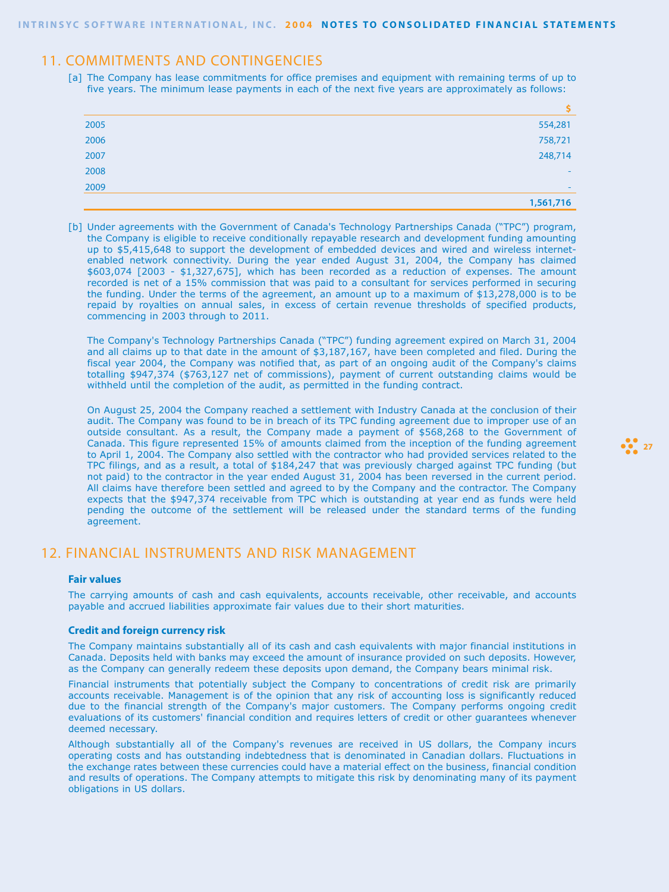## 11. COMMITMENTS AND CONTINGENCIES

[a] The Company has lease commitments for office premises and equipment with remaining terms of up to five years. The minimum lease payments in each of the next five years are approximately as follows:

| | $ |
|---|---|
| 2005 | 554,281 |
| 2006 | 758,721 |
| 2007 | 248,714 |
| 2008 | - |
| 2009 | - |
| | **1,561,716** |

[b] Under agreements with the Government of Canada's Technology Partnerships Canada ("TPC") program, the Company is eligible to receive conditionally repayable research and development funding amounting up to $5,415,648 to support the development of embedded devices and wired and wireless internet-enabled network connectivity. During the year ended August 31, 2004, the Company has claimed $603,074 [2003 - $1,327,675], which has been recorded as a reduction of expenses. The amount recorded is net of a 15% commission that was paid to a consultant for services performed in securing the funding. Under the terms of the agreement, an amount up to a maximum of $13,278,000 is to be repaid by royalties on annual sales, in excess of certain revenue thresholds of specified products, commencing in 2003 through to 2011.

The Company's Technology Partnerships Canada ("TPC") funding agreement expired on March 31, 2004 and all claims up to that date in the amount of $3,187,167, have been completed and filed. During the fiscal year 2004, the Company was notified that, as part of an ongoing audit of the Company's claims totalling $947,374 ($763,127 net of commissions), payment of current outstanding claims would be withheld until the completion of the audit, as permitted in the funding contract.

On August 25, 2004 the Company reached a settlement with Industry Canada at the conclusion of their audit. The Company was found to be in breach of its TPC funding agreement due to improper use of an outside consultant. As a result, the Company made a payment of $568,268 to the Government of Canada. This figure represented 15% of amounts claimed from the inception of the funding agreement to April 1, 2004. The Company also settled with the contractor who had provided services related to the TPC filings, and as a result, a total of $184,247 that was previously charged against TPC funding (but not paid) to the contractor in the year ended August 31, 2004 has been reversed in the current period. All claims have therefore been settled and agreed to by the Company and the contractor. The Company expects that the $947,374 receivable from TPC which is outstanding at year end as funds were held pending the outcome of the settlement will be released under the standard terms of the funding agreement.

## 12. FINANCIAL INSTRUMENTS AND RISK MANAGEMENT

### Fair values

The carrying amounts of cash and cash equivalents, accounts receivable, other receivable, and accounts payable and accrued liabilities approximate fair values due to their short maturities.

### Credit and foreign currency risk

The Company maintains substantially all of its cash and cash equivalents with major financial institutions in Canada. Deposits held with banks may exceed the amount of insurance provided on such deposits. However, as the Company can generally redeem these deposits upon demand, the Company bears minimal risk.

Financial instruments that potentially subject the Company to concentrations of credit risk are primarily accounts receivable. Management is of the opinion that any risk of accounting loss is significantly reduced due to the financial strength of the Company's major customers. The Company performs ongoing credit evaluations of its customers' financial condition and requires letters of credit or other guarantees whenever deemed necessary.

Although substantially all of the Company's revenues are received in US dollars, the Company incurs operating costs and has outstanding indebtedness that is denominated in Canadian dollars. Fluctuations in the exchange rates between these currencies could have a material effect on the business, financial condition and results of operations. The Company attempts to mitigate this risk by denominating many of its payment obligations in US dollars.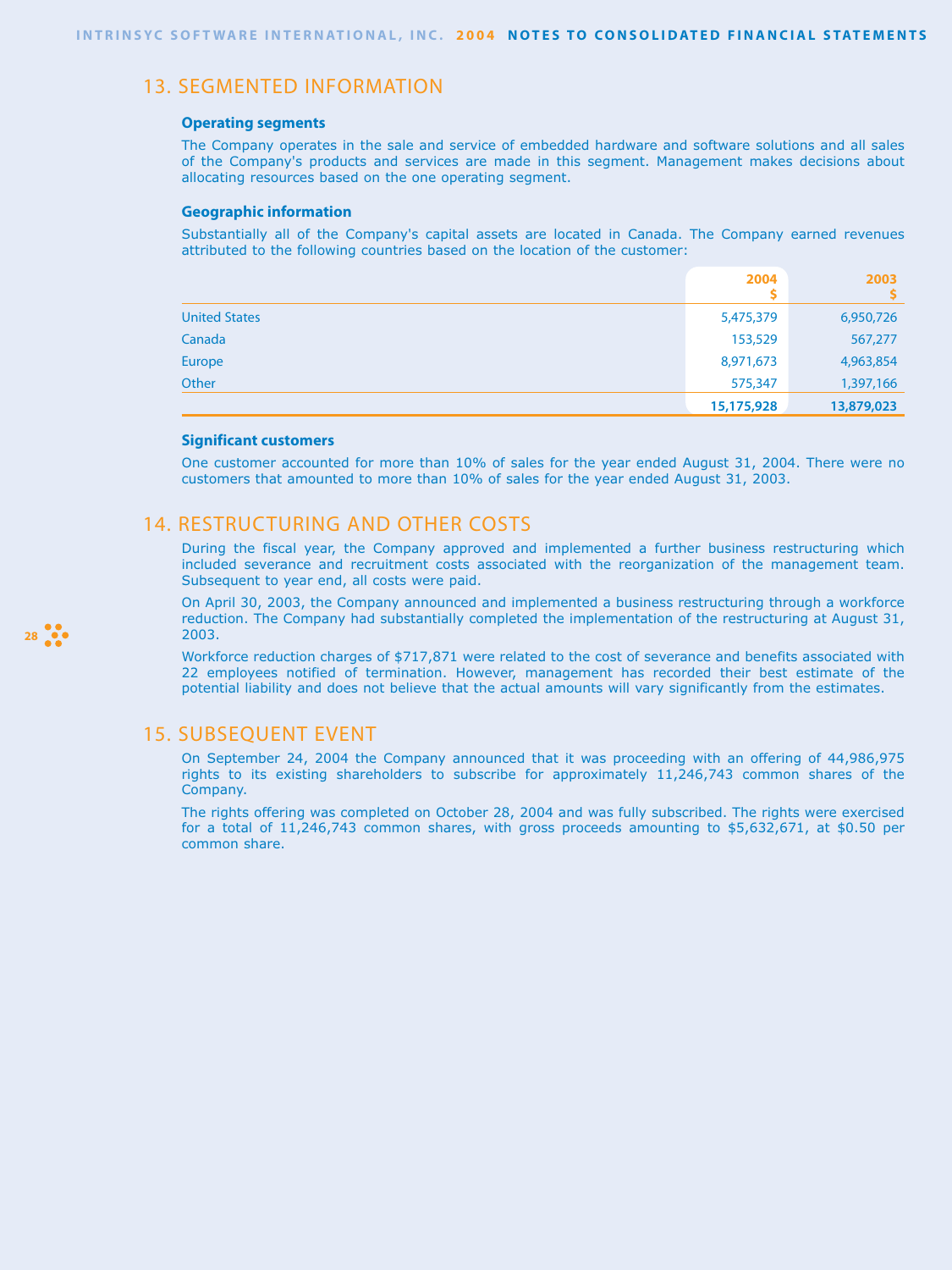## 13. SEGMENTED INFORMATION

### Operating segments

The Company operates in the sale and service of embedded hardware and software solutions and all sales of the Company's products and services are made in this segment. Management makes decisions about allocating resources based on the one operating segment.

### Geographic information

Substantially all of the Company's capital assets are located in Canada. The Company earned revenues attributed to the following countries based on the location of the customer:

| | 2004<br>$ | 2003<br>$ |
|---|---|---|
| United States | 5,475,379 | 6,950,726 |
| Canada | 153,529 | 567,277 |
| Europe | 8,971,673 | 4,963,854 |
| Other | 575,347 | 1,397,166 |
| | **15,175,928** | **13,879,023** |

### Significant customers

One customer accounted for more than 10% of sales for the year ended August 31, 2004. There were no customers that amounted to more than 10% of sales for the year ended August 31, 2003.

## 14. RESTRUCTURING AND OTHER COSTS

During the fiscal year, the Company approved and implemented a further business restructuring which included severance and recruitment costs associated with the reorganization of the management team. Subsequent to year end, all costs were paid.

On April 30, 2003, the Company announced and implemented a business restructuring through a workforce reduction. The Company had substantially completed the implementation of the restructuring at August 31, 2003.

Workforce reduction charges of $717,871 were related to the cost of severance and benefits associated with 22 employees notified of termination. However, management has recorded their best estimate of the potential liability and does not believe that the actual amounts will vary significantly from the estimates.

## 15. SUBSEQUENT EVENT

On September 24, 2004 the Company announced that it was proceeding with an offering of 44,986,975 rights to its existing shareholders to subscribe for approximately 11,246,743 common shares of the Company.

The rights offering was completed on October 28, 2004 and was fully subscribed. The rights were exercised for a total of 11,246,743 common shares, with gross proceeds amounting to $5,632,671, at $0.50 per common share.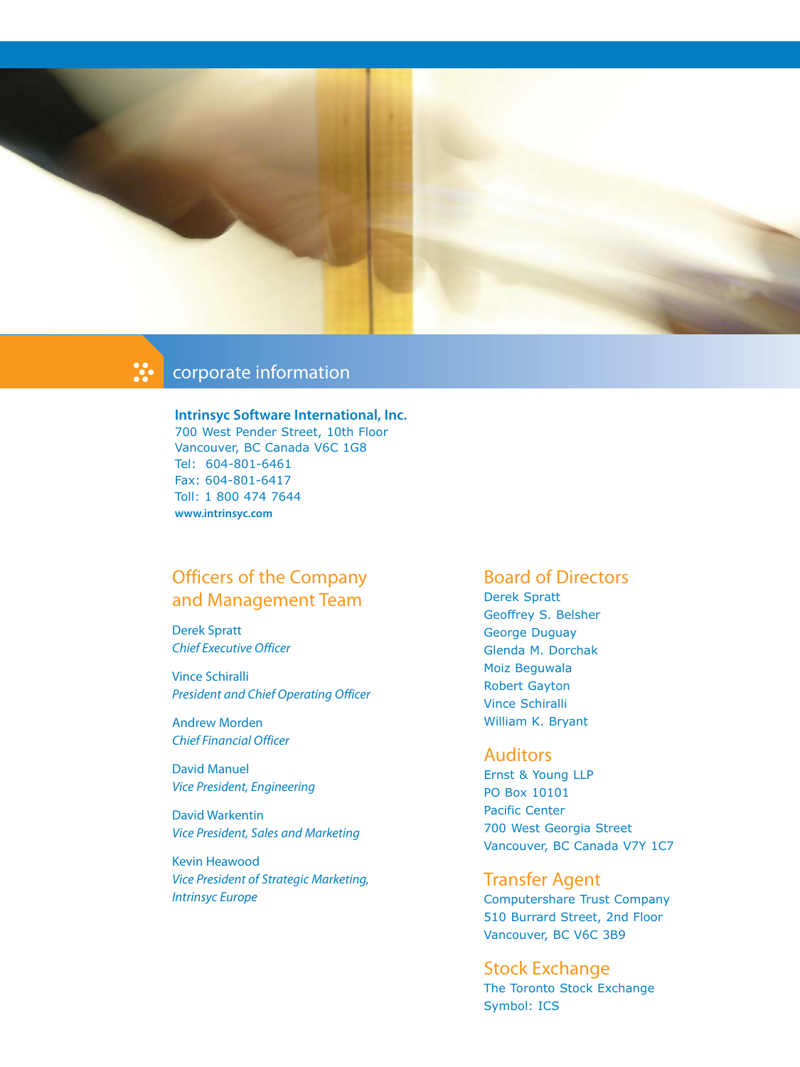# corporate information

**Intrinsyc Software International, Inc.**
700 West Pender Street, 10th Floor
Vancouver, BC Canada V6C 1G8
Tel: 604-801-6461
Fax: 604-801-6417
Toll: 1 800 474 7644
**www.intrinsyc.com**

## Officers of the Company and Management Team

Derek Spratt
*Chief Executive Officer*

Vince Schiralli
*President and Chief Operating Officer*

Andrew Morden
*Chief Financial Officer*

David Manuel
*Vice President, Engineering*

David Warkentin
*Vice President, Sales and Marketing*

Kevin Heawood
*Vice President of Strategic Marketing, Intrinsyc Europe*

## Board of Directors

Derek Spratt
Geoffrey S. Belsher
George Duguay
Glenda M. Dorchak
Moiz Beguwala
Robert Gayton
Vince Schiralli
William K. Bryant

## Auditors

Ernst & Young LLP
PO Box 10101
Pacific Center
700 West Georgia Street
Vancouver, BC Canada V7Y 1C7

## Transfer Agent

Computershare Trust Company
510 Burrard Street, 2nd Floor
Vancouver, BC V6C 3B9

## Stock Exchange

The Toronto Stock Exchange
Symbol: ICS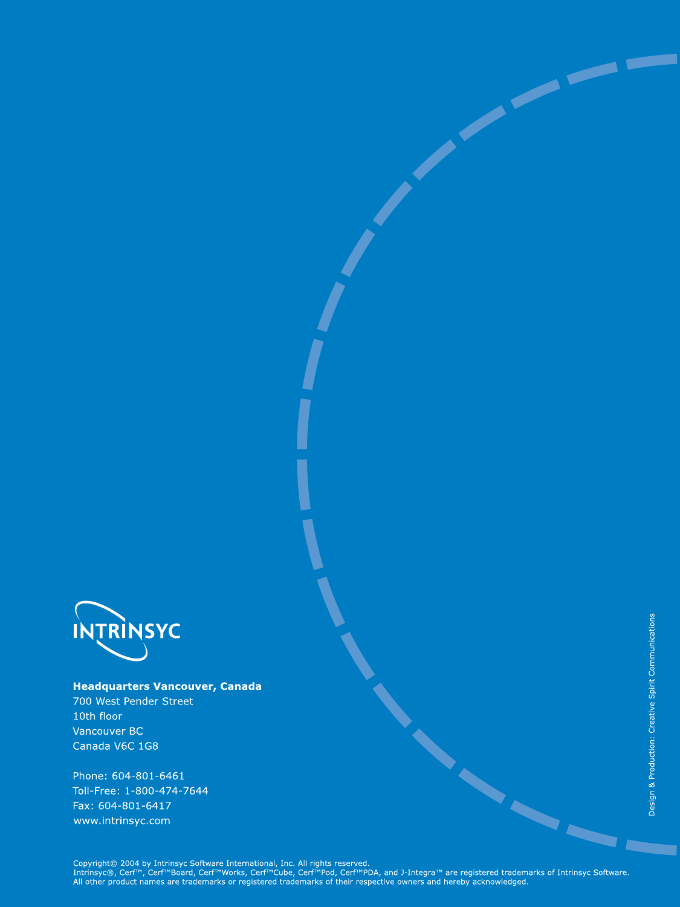INTRINSYC

**Headquarters Vancouver, Canada**

700 West Pender Street
10th floor
Vancouver BC
Canada V6C 1G8

Phone: 604-801-6461
Toll-Free: 1-800-474-7644
Fax: 604-801-6417
www.intrinsyc.com

Design & Production: Creative Spirit Communications

Copyright© 2004 by Intrinsyc Software International, Inc. All rights reserved.
Intrinsyc®, Cerf™, Cerf™Board, Cerf™Works, Cerf™Cube, Cerf™Pod, Cerf™PDA, and J-Integra™ are registered trademarks of Intrinsyc Software.
All other product names are trademarks or registered trademarks of their respective owners and hereby acknowledged.